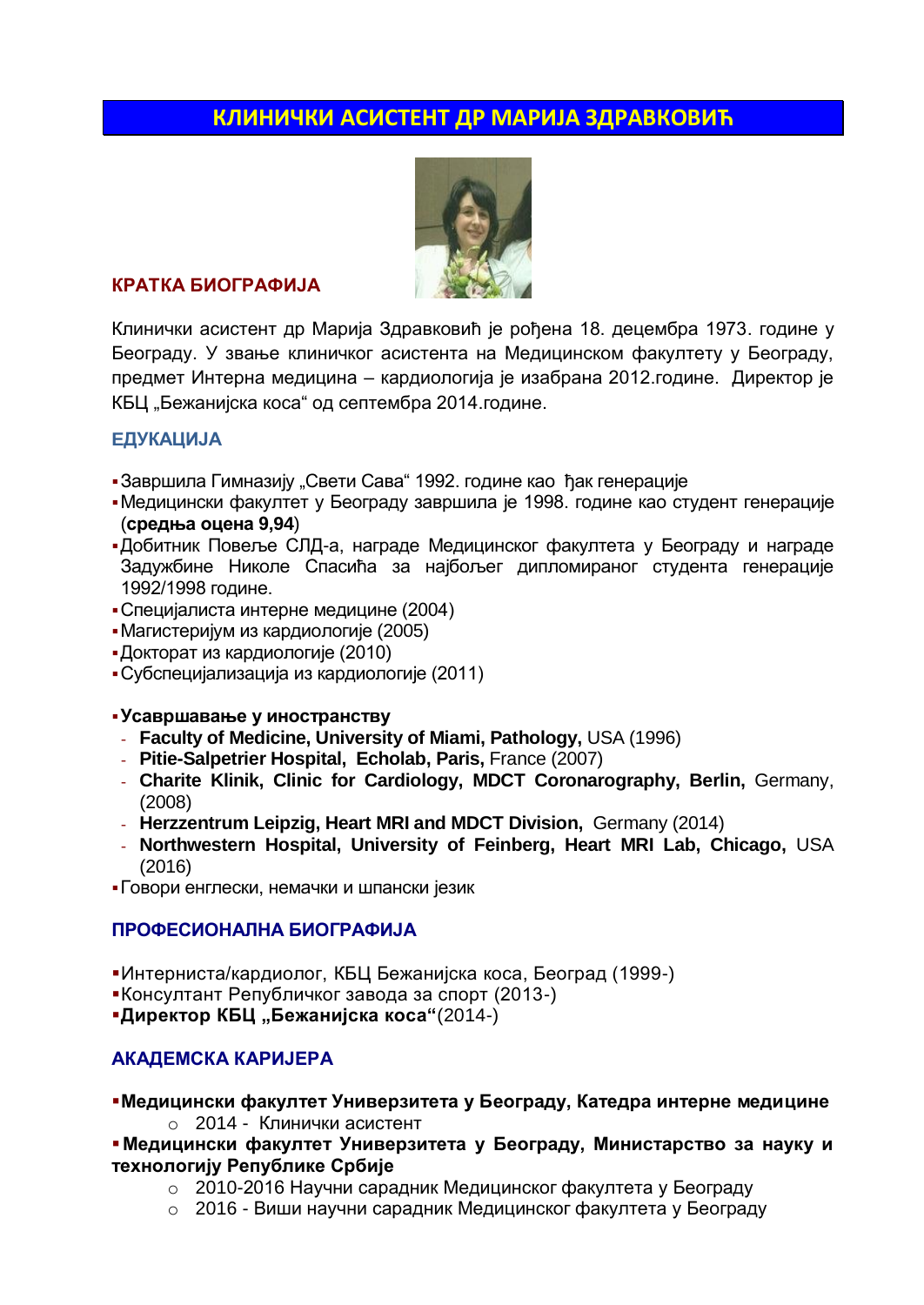# КЛИНИЧКИ АСИСТЕНТ ДР МАРИЈА ЗДРАВКОВИЋ

## КРАТКА БИОГРАФИЈА

Клинички асистент др Марија Здравковић је рођена 18. децембра 1973. године у Београду. У звање клиничког асистента на Медицинском факултету у Београду, предмет Интерна медицина – кардиологија је изабрана 2012.године. Директор је КБЦ „Бежанијска коса" од септембра 2014.године.

## ЕДУКАЦИЈА

- Завршила Гимназију „Свети Сава" 1992. године као ђак генерације
- Медицински факултет у Београду завршила је 1998. године као студент генерације (**средња оцена 9,94**)
- Добитник Повеље СЛД-а, награде Медицинског факултета у Београду и награде Задужбине Николе Спасића за најбољег дипломираног студента генерације 1992/1998 године.
- Специјалиста интерне медицине (2004)
- Магистеријум из кардиологије (2005)
- Докторат из кардиологије (2010)
- Субспецијализација из кардиологије (2011)

- **Усавршавање у иностранству**
  - **Faculty of Medicine, University of Miami, Pathology,** USA (1996)
  - **Pitie-Salpetrier Hospital, Echolab, Paris,** France (2007)
  - **Charite Klinik, Clinic for Cardiology, MDCT Coronarography, Berlin,** Germany, (2008)
  - **Herzzentrum Leipzig, Heart MRI and MDCT Division,** Germany (2014)
  - **Northwestern Hospital, University of Feinberg, Heart MRI Lab, Chicago,** USA (2016)
- Говори енглески, немачки и шпански језик

## ПРОФЕСИОНАЛНА БИОГРАФИЈА

- Интерниста/кардиолог, КБЦ Бежанијска коса, Београд (1999-)
- Консултант Републичког завода за спорт (2013-)
- **Директор КБЦ „Бежанијска коса"**(2014-)

## АКАДЕМСКА КАРИЈЕРА

- **Медицински факултет Универзитета у Београду, Катедра интерне медицине**
  - 2014 - Клинички асистент
- **Медицински факултет Универзитета у Београду, Министарство за науку и технологију Републике Србије**
  - 2010-2016 Научни сарадник Медицинског факултета у Београду
  - 2016 - Виши научни сарадник Медицинског факултета у Београду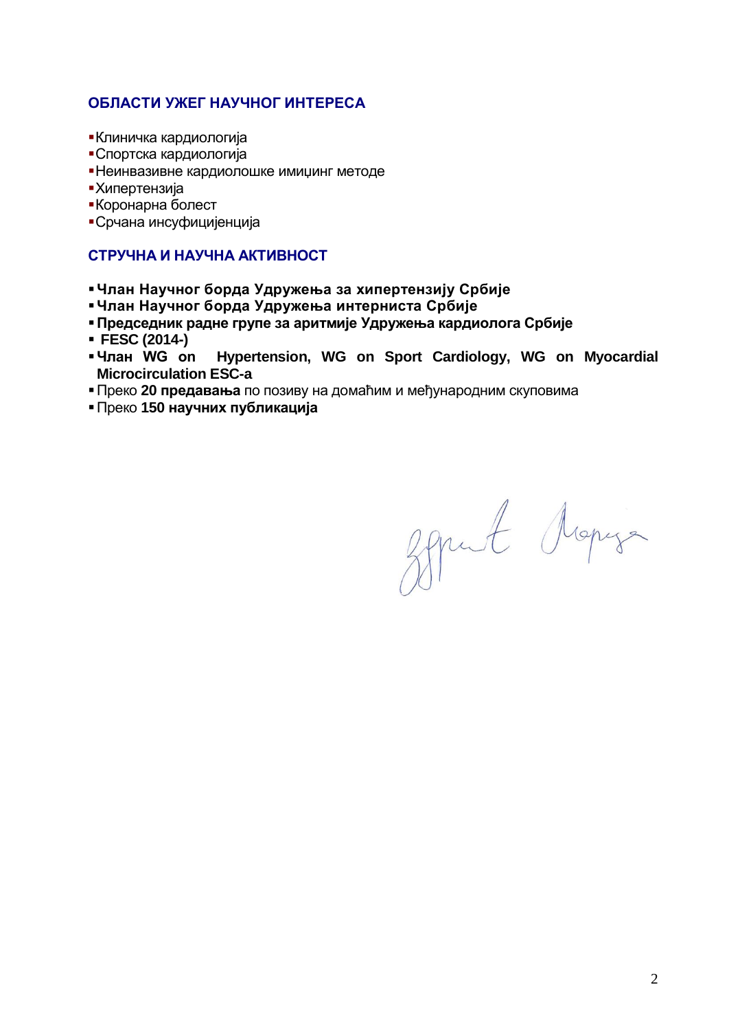## ОБЛАСТИ УЖЕГ НАУЧНОГ ИНТЕРЕСА

- Клиничка кардиологија
- Спортска кардиологија
- Неинвазивне кардиолошке имиџинг методе
- Хипертензија
- Коронарна болест
- Срчана инсуфицијенција

## СТРУЧНА И НАУЧНА АКТИВНОСТ

- **Члан Научног борда Удружења за хипертензију Србије**
- **Члан Научног борда Удружења интерниста Србије**
- **Председник радне групе за аритмије Удружења кардиолога Србије**
- **FESC (2014-)**
- **Члан WG on Hypertension, WG on Sport Cardiology, WG on Myocardial Microcirculation ESC-a**
- Преко **20 предавања** по позиву на домаћим и међународним скуповима
- Преко **150 научних публикација**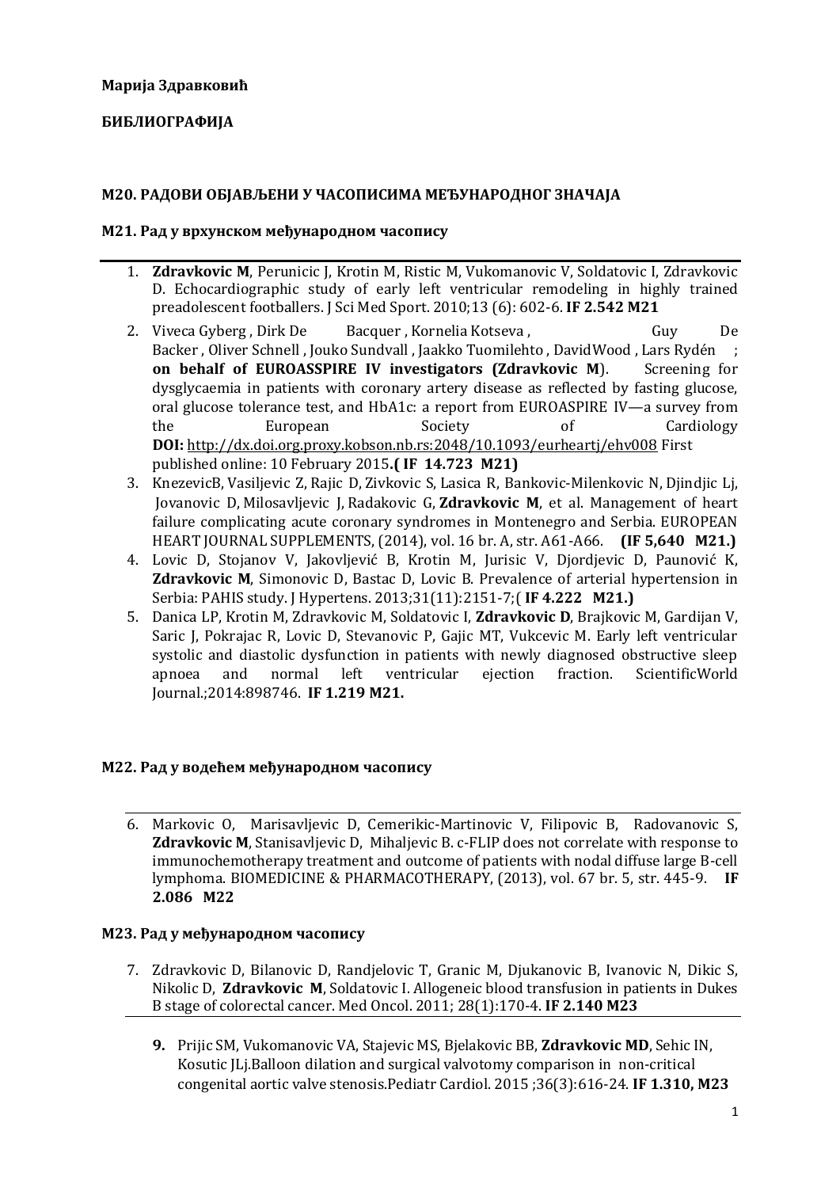**Марија Здравковић**

**БИБЛИОГРАФИЈА**

## М20. РАДОВИ ОБЈАВЉЕНИ У ЧАСОПИСИМА МЕЂУНАРОДНОГ ЗНАЧАЈА

### М21. Рад у врхунском међународном часопису

1. **Zdravkovic M**, Perunicic J, Krotin M, Ristic M, Vukomanovic V, Soldatovic I, Zdravkovic D. Echocardiographic study of early left ventricular remodeling in highly trained preadolescent footballers. J Sci Med Sport. 2010;13 (6): 602-6. **IF 2.542 M21**
2. Viveca Gyberg , Dirk De Bacquer , Kornelia Kotseva , Guy De Backer , Oliver Schnell , Jouko Sundvall , Jaakko Tuomilehto , DavidWood , Lars Rydén ; **on behalf of EUROASSPIRE IV investigators (Zdravkovic M**). Screening for dysglycaemia in patients with coronary artery disease as reflected by fasting glucose, oral glucose tolerance test, and HbA1c: a report from EUROASPIRE IV—a survey from the European Society of Cardiology **DOI:** http://dx.doi.org.proxy.kobson.nb.rs:2048/10.1093/eurheartj/ehv008 First published online: 10 February 2015**.( IF 14.723 M21)**
3. KnezevicB, Vasiljevic Z, Rajic D, Zivkovic S, Lasica R, Bankovic-Milenkovic N, Djindjic Lj, Jovanovic D, Milosavljevic J, Radakovic G, **Zdravkovic M**, et al. Management of heart failure complicating acute coronary syndromes in Montenegro and Serbia. EUROPEAN HEART JOURNAL SUPPLEMENTS, (2014), vol. 16 br. A, str. A61-A66. **(IF 5,640 M21.)**
4. Lovic D, Stojanov V, Jakovljević B, Krotin M, Jurisic V, Djordjevic D, Paunović K, **Zdravkovic M**, Simonovic D, Bastac D, Lovic B. Prevalence of arterial hypertension in Serbia: PAHIS study. J Hypertens. 2013;31(11):2151-7;( **IF 4.222 M21.)**
5. Danica LP, Krotin M, Zdravkovic M, Soldatovic I, **Zdravkovic D**, Brajkovic M, Gardijan V, Saric J, Pokrajac R, Lovic D, Stevanovic P, Gajic MT, Vukcevic M. Early left ventricular systolic and diastolic dysfunction in patients with newly diagnosed obstructive sleep apnoea and normal left ventricular ejection fraction. ScientificWorld Journal.;2014:898746. **IF 1.219 M21.**

### М22. Рад у водећем међународном часопису

6. Markovic O, Marisavljevic D, Cemerikic-Martinovic V, Filipovic B, Radovanovic S, **Zdravkovic M**, Stanisavljevic D, Mihaljevic B. c-FLIP does not correlate with response to immunochemotherapy treatment and outcome of patients with nodal diffuse large B-cell lymphoma. BIOMEDICINE & PHARMACOTHERAPY, (2013), vol. 67 br. 5, str. 445-9. **IF 2.086 M22**

### М23. Рад у међународном часопису

7. Zdravkovic D, Bilanovic D, Randjelovic T, Granic M, Djukanovic B, Ivanovic N, Dikic S, Nikolic D, **Zdravkovic M**, Soldatovic I. Allogeneic blood transfusion in patients in Dukes B stage of colorectal cancer. Med Oncol. 2011; 28(1):170-4. **IF 2.140 M23**

9. Prijic SM, Vukomanovic VA, Stajevic MS, Bjelakovic BB, **Zdravkovic MD**, Sehic IN, Kosutic JLj.Balloon dilation and surgical valvotomy comparison in non-critical congenital aortic valve stenosis.Pediatr Cardiol. 2015 ;36(3):616-24. **IF 1.310, M23**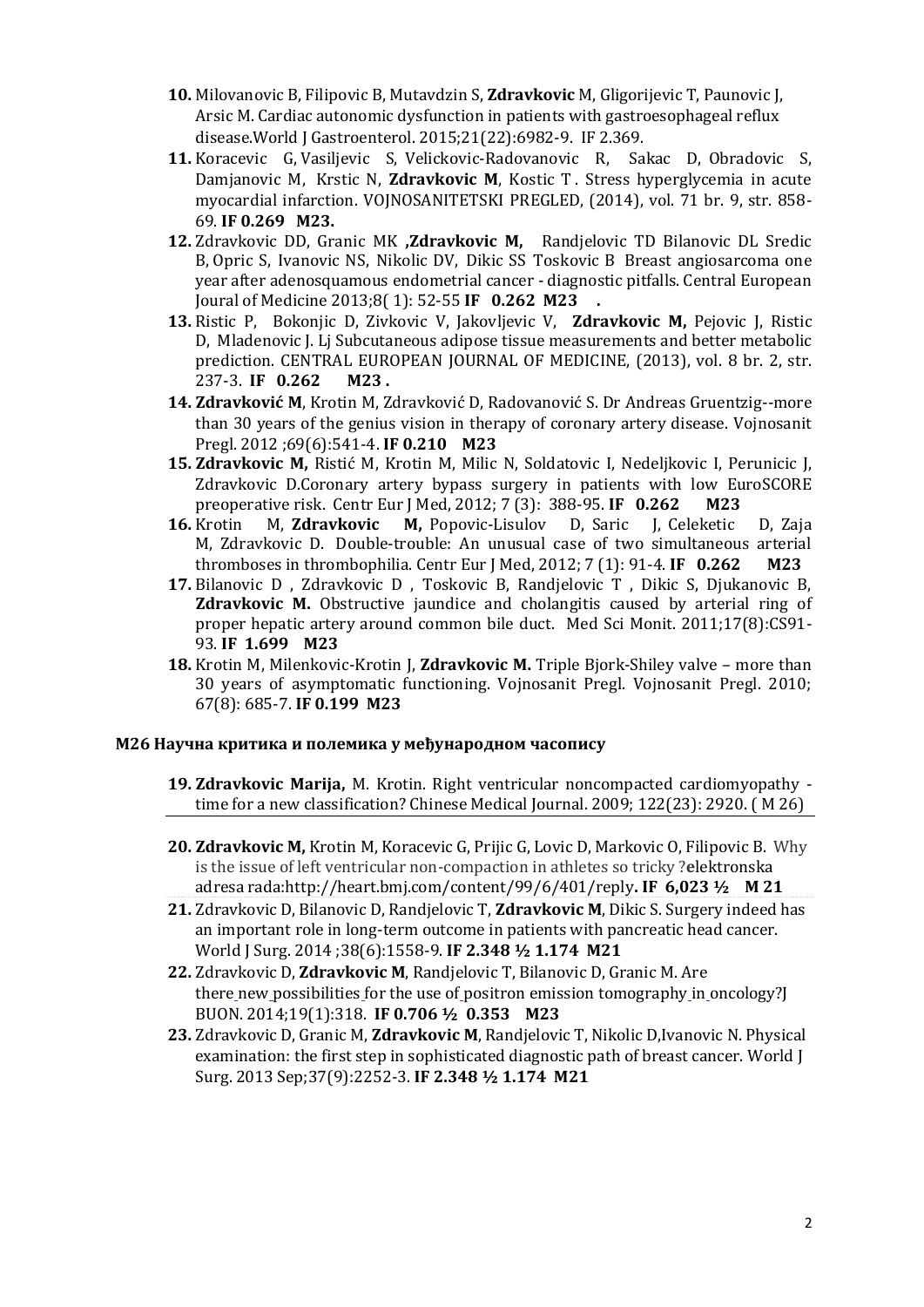10. Milovanovic B, Filipovic B, Mutavdzin S, **Zdravkovic** M, Gligorijevic T, Paunovic J, Arsic M. Cardiac autonomic dysfunction in patients with gastroesophageal reflux disease.World J Gastroenterol. 2015;21(22):6982-9. IF 2.369.
11. Koracevic G, Vasiljevic S, Velickovic-Radovanovic R, Sakac D, Obradovic S, Damjanovic M, Krstic N, **Zdravkovic M**, Kostic T . Stress hyperglycemia in acute myocardial infarction. VOJNOSANITETSKI PREGLED, (2014), vol. 71 br. 9, str. 858-69. **IF 0.269 M23.**
12. Zdravkovic DD, Granic MK **,Zdravkovic M,** Randjelovic TD Bilanovic DL Sredic B, Opric S, Ivanovic NS, Nikolic DV, Dikic SS Toskovic B Breast angiosarcoma one year after adenosquamous endometrial cancer - diagnostic pitfalls. Central European Joural of Medicine 2013;8( 1): 52-55 **IF 0.262 M23 .**
13. Ristic P, Bokonjic D, Zivkovic V, Jakovljevic V, **Zdravkovic M,** Pejovic J, Ristic D, Mladenovic J. Lj Subcutaneous adipose tissue measurements and better metabolic prediction. CENTRAL EUROPEAN JOURNAL OF MEDICINE, (2013), vol. 8 br. 2, str. 237-3. **IF 0.262 M23 .**
14. **Zdravković M**, Krotin M, Zdravković D, Radovanović S. Dr Andreas Gruentzig--more than 30 years of the genius vision in therapy of coronary artery disease. Vojnosanit Pregl. 2012 ;69(6):541-4. **IF 0.210 M23**
15. **Zdravkovic M,** Ristić M, Krotin M, Milic N, Soldatovic I, Nedeljkovic I, Perunicic J, Zdravkovic D.Coronary artery bypass surgery in patients with low EuroSCORE preoperative risk. Centr Eur J Med, 2012; 7 (3): 388-95. **IF 0.262 M23**
16. Krotin M, **Zdravkovic M,** Popovic-Lisulov D, Saric J, Celeketic D, Zaja M, Zdravkovic D. Double-trouble: An unusual case of two simultaneous arterial thromboses in thrombophilia. Centr Eur J Med, 2012; 7 (1): 91-4. **IF 0.262 M23**
17. Bilanovic D , Zdravkovic D , Toskovic B, Randjelovic T , Dikic S, Djukanovic B, **Zdravkovic M.** Obstructive jaundice and cholangitis caused by arterial ring of proper hepatic artery around common bile duct. Med Sci Monit. 2011;17(8):CS91-93. **IF 1.699 M23**
18. Krotin M, Milenkovic-Krotin J, **Zdravkovic M.** Triple Bjork-Shiley valve – more than 30 years of asymptomatic functioning. Vojnosanit Pregl. Vojnosanit Pregl. 2010; 67(8): 685-7. **IF 0.199 M23**

### M26 Научна критика и полемика у међународном часопису

19. **Zdravkovic Marija,** M. Krotin. Right ventricular noncompacted cardiomyopathy - time for a new classification? Chinese Medical Journal. 2009; 122(23): 2920. ( M 26)
20. **Zdravkovic M,** Krotin M, Koracevic G, Prijic G, Lovic D, Markovic O, Filipovic B. Why is the issue of left ventricular non-compaction in athletes so tricky ?elektronska adresa rada:http://heart.bmj.com/content/99/6/401/reply**. IF 6,023 ½ M 21**
21. Zdravkovic D, Bilanovic D, Randjelovic T, **Zdravkovic M**, Dikic S. Surgery indeed has an important role in long-term outcome in patients with pancreatic head cancer. World J Surg. 2014 ;38(6):1558-9. **IF 2.348 ½ 1.174 M21**
22. Zdravkovic D, **Zdravkovic M**, Randjelovic T, Bilanovic D, Granic M. Are there new possibilities for the use of positron emission tomography in oncology?J BUON. 2014;19(1):318. **IF 0.706 ½ 0.353 M23**
23. Zdravkovic D, Granic M, **Zdravkovic M**, Randjelovic T, Nikolic D,Ivanovic N. Physical examination: the first step in sophisticated diagnostic path of breast cancer. World J Surg. 2013 Sep;37(9):2252-3. **IF 2.348 ½ 1.174 M21**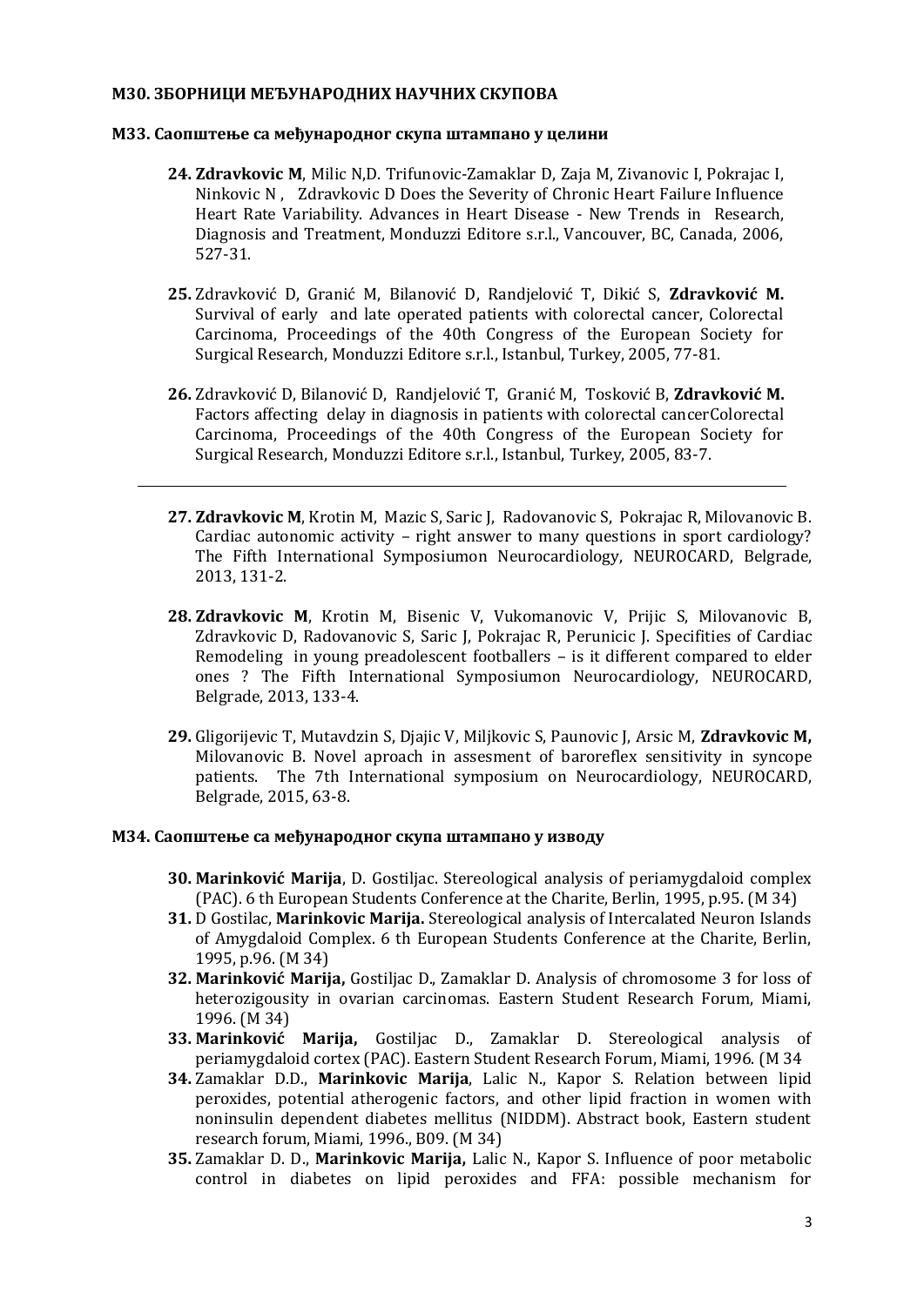**М30. ЗБОРНИЦИ МЕЂУНАРОДНИХ НАУЧНИХ СКУПОВА**

**М33. Саопштење са међународног скупа штампано у целини**

24. **Zdravkovic M**, Milic N,D. Trifunovic-Zamaklar D, Zaja M, Zivanovic I, Pokrajac I, Ninkovic N , Zdravkovic D Does the Severity of Chronic Heart Failure Influence Heart Rate Variability. Advances in Heart Disease - New Trends in Research, Diagnosis and Treatment, Monduzzi Editore s.r.l., Vancouver, BC, Canada, 2006, 527-31.

25. Zdravković D, Granić M, Bilanović D, Randjelović T, Dikić S, **Zdravković M.** Survival of early and late operated patients with colorectal cancer, Colorectal Carcinoma, Proceedings of the 40th Congress of the European Society for Surgical Research, Monduzzi Editore s.r.l., Istanbul, Turkey, 2005, 77-81.

26. Zdravković D, Bilanović D, Randjelović T, Granić M, Tosković B, **Zdravković M.** Factors affecting delay in diagnosis in patients with colorectal cancerColorectal Carcinoma, Proceedings of the 40th Congress of the European Society for Surgical Research, Monduzzi Editore s.r.l., Istanbul, Turkey, 2005, 83-7.

---

27. **Zdravkovic M**, Krotin M, Mazic S, Saric J, Radovanovic S, Pokrajac R, Milovanovic B. Cardiac autonomic activity – right answer to many questions in sport cardiology? The Fifth International Symposiumon Neurocardiology, NEUROCARD, Belgrade, 2013, 131-2.

28. **Zdravkovic M**, Krotin M, Bisenic V, Vukomanovic V, Prijic S, Milovanovic B, Zdravkovic D, Radovanovic S, Saric J, Pokrajac R, Perunicic J. Specifities of Cardiac Remodeling in young preadolescent footballers – is it different compared to elder ones ? The Fifth International Symposiumon Neurocardiology, NEUROCARD, Belgrade, 2013, 133-4.

29. Gligorijevic T, Mutavdzin S, Djajic V, Miljkovic S, Paunovic J, Arsic M, **Zdravkovic M,** Milovanovic B. Novel aproach in assesment of baroreflex sensitivity in syncope patients. The 7th International symposium on Neurocardiology, NEUROCARD, Belgrade, 2015, 63-8.

**М34. Саопштење са међународног скупа штампано у изводу**

30. **Marinković Marija**, D. Gostiljac. Stereological analysis of periamygdaloid complex (PAC). 6 th European Students Conference at the Charite, Berlin, 1995, p.95. (M 34)
31. D Gostilac, **Marinkovic Marija.** Stereological analysis of Intercalated Neuron Islands of Amygdaloid Complex. 6 th European Students Conference at the Charite, Berlin, 1995, p.96. (M 34)
32. **Marinković Marija,** Gostiljac D., Zamaklar D. Analysis of chromosome 3 for loss of heterozigousity in ovarian carcinomas. Eastern Student Research Forum, Miami, 1996. (M 34)
33. **Marinković Marija,** Gostiljac D., Zamaklar D. Stereological analysis of periamygdaloid cortex (PAC). Eastern Student Research Forum, Miami, 1996. (M 34
34. Zamaklar D.D., **Marinkovic Marija**, Lalic N., Kapor S. Relation between lipid peroxides, potential atherogenic factors, and other lipid fraction in women with noninsulin dependent diabetes mellitus (NIDDM). Abstract book, Eastern student research forum, Miami, 1996., B09. (M 34)
35. Zamaklar D. D., **Marinkovic Marija,** Lalic N., Kapor S. Influence of poor metabolic control in diabetes on lipid peroxides and FFA: possible mechanism for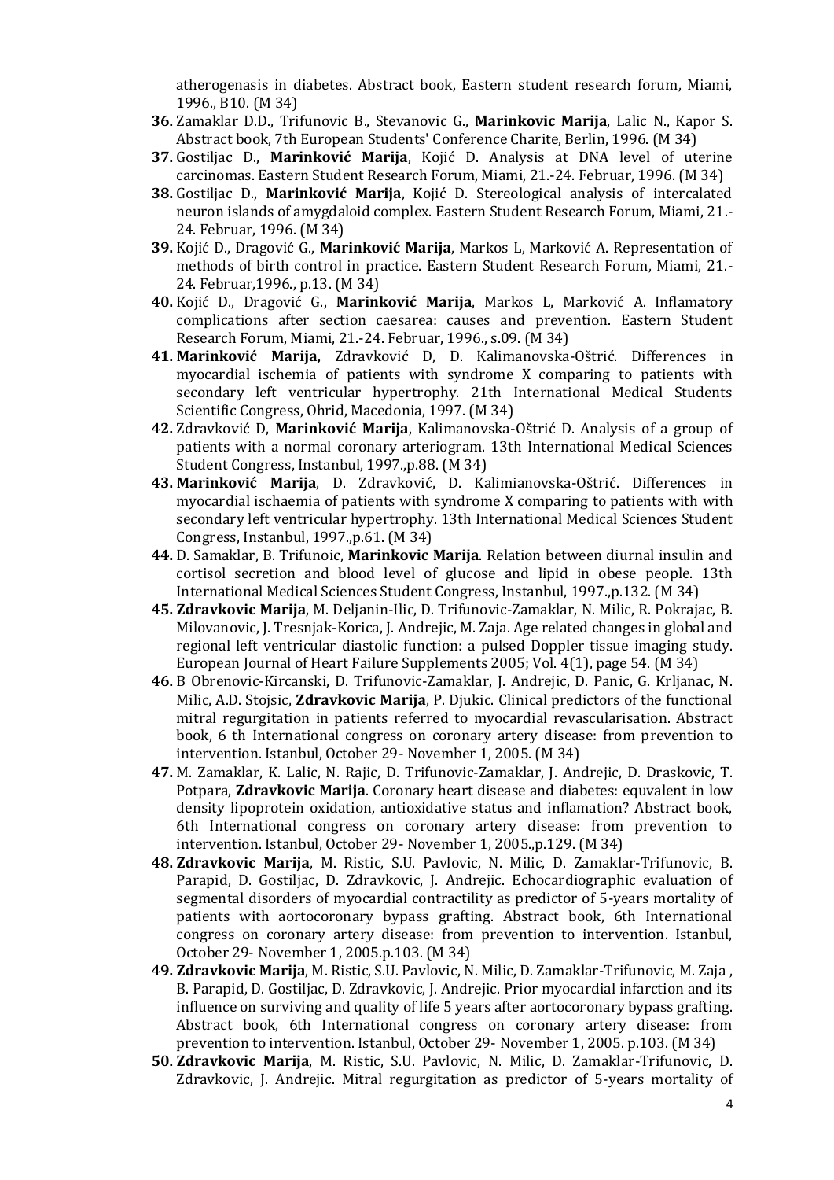atherogenasis in diabetes. Abstract book, Eastern student research forum, Miami, 1996., B10. (M 34)

**36.** Zamaklar D.D., Trifunovic B., Stevanovic G., **Marinkovic Marija**, Lalic N., Kapor S. Abstract book, 7th European Students' Conference Charite, Berlin, 1996. (M 34)

**37.** Gostiljac D., **Marinković Marija**, Kojić D. Analysis at DNA level of uterine carcinomas. Eastern Student Research Forum, Miami, 21.-24. Februar, 1996. (M 34)

**38.** Gostiljac D., **Marinković Marija**, Kojić D. Stereological analysis of intercalated neuron islands of amygdaloid complex. Eastern Student Research Forum, Miami, 21.-24. Februar, 1996. (M 34)

**39.** Kojić D., Dragović G., **Marinković Marija**, Markos L, Marković A. Representation of methods of birth control in practice. Eastern Student Research Forum, Miami, 21.-24. Februar,1996., p.13. (M 34)

**40.** Kojić D., Dragović G., **Marinković Marija**, Markos L, Marković A. Inflamatory complications after section caesarea: causes and prevention. Eastern Student Research Forum, Miami, 21.-24. Februar, 1996., s.09. (M 34)

**41.** **Marinković Marija,** Zdravković D, D. Kalimanovska-Oštrić. Differences in myocardial ischemia of patients with syndrome X comparing to patients with secondary left ventricular hypertrophy. 21th International Medical Students Scientific Congress, Ohrid, Macedonia, 1997. (M 34)

**42.** Zdravković D, **Marinković Marija**, Kalimanovska-Oštrić D. Analysis of a group of patients with a normal coronary arteriogram. 13th International Medical Sciences Student Congress, Instanbul, 1997.,p.88. (M 34)

**43.** **Marinković Marija**, D. Zdravković, D. Kalimianovska-Oštrić. Differences in myocardial ischaemia of patients with syndrome X comparing to patients with with secondary left ventricular hypertrophy. 13th International Medical Sciences Student Congress, Instanbul, 1997.,p.61. (M 34)

**44.** D. Samaklar, B. Trifunoic, **Marinkovic Marija**. Relation between diurnal insulin and cortisol secretion and blood level of glucose and lipid in obese people. 13th International Medical Sciences Student Congress, Instanbul, 1997.,p.132. (M 34)

**45.** **Zdravkovic Marija**, M. Deljanin-Ilic, D. Trifunovic-Zamaklar, N. Milic, R. Pokrajac, B. Milovanovic, J. Tresnjak-Korica, J. Andrejic, M. Zaja. Age related changes in global and regional left ventricular diastolic function: a pulsed Doppler tissue imaging study. European Journal of Heart Failure Supplements 2005; Vol. 4(1), page 54. (M 34)

**46.** B Obrenovic-Kircanski, D. Trifunovic-Zamaklar, J. Andrejic, D. Panic, G. Krljanac, N. Milic, A.D. Stojsic, **Zdravkovic Marija**, P. Djukic. Clinical predictors of the functional mitral regurgitation in patients referred to myocardial revascularisation. Abstract book, 6 th International congress on coronary artery disease: from prevention to intervention. Istanbul, October 29- November 1, 2005. (M 34)

**47.** M. Zamaklar, K. Lalic, N. Rajic, D. Trifunovic-Zamaklar, J. Andrejic, D. Draskovic, T. Potpara, **Zdravkovic Marija**. Coronary heart disease and diabetes: equvalent in low density lipoprotein oxidation, antioxidative status and inflamation? Abstract book, 6th International congress on coronary artery disease: from prevention to intervention. Istanbul, October 29- November 1, 2005.,p.129. (M 34)

**48.** **Zdravkovic Marija**, M. Ristic, S.U. Pavlovic, N. Milic, D. Zamaklar-Trifunovic, B. Parapid, D. Gostiljac, D. Zdravkovic, J. Andrejic. Echocardiographic evaluation of segmental disorders of myocardial contractility as predictor of 5-years mortality of patients with aortocoronary bypass grafting. Abstract book, 6th International congress on coronary artery disease: from prevention to intervention. Istanbul, October 29- November 1, 2005.p.103. (M 34)

**49.** **Zdravkovic Marija**, M. Ristic, S.U. Pavlovic, N. Milic, D. Zamaklar-Trifunovic, M. Zaja , B. Parapid, D. Gostiljac, D. Zdravkovic, J. Andrejic. Prior myocardial infarction and its influence on surviving and quality of life 5 years after aortocoronary bypass grafting. Abstract book, 6th International congress on coronary artery disease: from prevention to intervention. Istanbul, October 29- November 1, 2005. p.103. (M 34)

**50.** **Zdravkovic Marija**, M. Ristic, S.U. Pavlovic, N. Milic, D. Zamaklar-Trifunovic, D. Zdravkovic, J. Andrejic. Mitral regurgitation as predictor of 5-years mortality of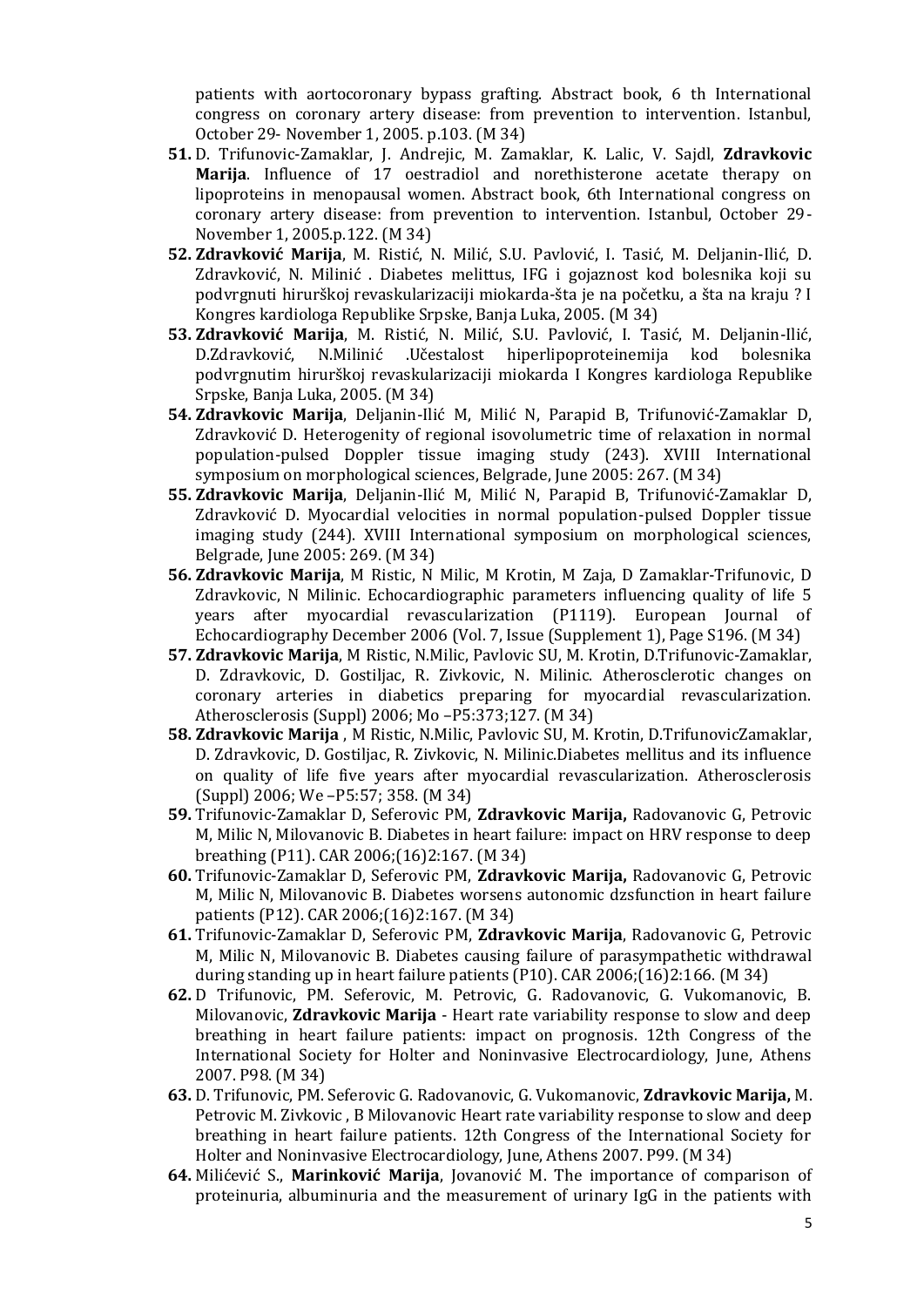patients with aortocoronary bypass grafting. Abstract book, 6 th International congress on coronary artery disease: from prevention to intervention. Istanbul, October 29- November 1, 2005. p.103. (M 34)

51. D. Trifunovic-Zamaklar, J. Andrejic, M. Zamaklar, K. Lalic, V. Sajdl, **Zdravkovic Marija**. Influence of 17 oestradiol and norethisterone acetate therapy on lipoproteins in menopausal women. Abstract book, 6th International congress on coronary artery disease: from prevention to intervention. Istanbul, October 29-November 1, 2005.p.122. (M 34)
52. **Zdravković Marija**, M. Ristić, N. Milić, S.U. Pavlović, I. Tasić, M. Deljanin-Ilić, D. Zdravković, N. Milinić . Diabetes melittus, IFG i gojaznost kod bolesnika koji su podvrgnuti hirurškoj revaskularizaciji miokarda-šta je na početku, a šta na kraju ? I Kongres kardiologa Republike Srpske, Banja Luka, 2005. (M 34)
53. **Zdravković Marija**, M. Ristić, N. Milić, S.U. Pavlović, I. Tasić, M. Deljanin-Ilić, D.Zdravković, N.Milinić .Učestalost hiperlipoproteinemija kod bolesnika podvrgnutim hirurškoj revaskularizaciji miokarda I Kongres kardiologa Republike Srpske, Banja Luka, 2005. (M 34)
54. **Zdravkovic Marija**, Deljanin-Ilić M, Milić N, Parapid B, Trifunović-Zamaklar D, Zdravković D. Heterogenity of regional isovolumetric time of relaxation in normal population-pulsed Doppler tissue imaging study (243). XVIII International symposium on morphological sciences, Belgrade, June 2005: 267. (M 34)
55. **Zdravkovic Marija**, Deljanin-Ilić M, Milić N, Parapid B, Trifunović-Zamaklar D, Zdravković D. Myocardial velocities in normal population-pulsed Doppler tissue imaging study (244). XVIII International symposium on morphological sciences, Belgrade, June 2005: 269. (M 34)
56. **Zdravkovic Marija**, M Ristic, N Milic, M Krotin, M Zaja, D Zamaklar-Trifunovic, D Zdravkovic, N Milinic. Echocardiographic parameters influencing quality of life 5 years after myocardial revascularization (P1119). European Journal of Echocardiography December 2006 (Vol. 7, Issue (Supplement 1), Page S196. (M 34)
57. **Zdravkovic Marija**, M Ristic, N.Milic, Pavlovic SU, M. Krotin, D.Trifunovic-Zamaklar, D. Zdravkovic, D. Gostiljac, R. Zivkovic, N. Milinic. Atherosclerotic changes on coronary arteries in diabetics preparing for myocardial revascularization. Atherosclerosis (Suppl) 2006; Mo –P5:373;127. (M 34)
58. **Zdravkovic Marija** , M Ristic, N.Milic, Pavlovic SU, M. Krotin, D.TrifunovicZamaklar, D. Zdravkovic, D. Gostiljac, R. Zivkovic, N. Milinic.Diabetes mellitus and its influence on quality of life five years after myocardial revascularization. Atherosclerosis (Suppl) 2006; We –P5:57; 358. (M 34)
59. Trifunovic-Zamaklar D, Seferovic PM, **Zdravkovic Marija,** Radovanovic G, Petrovic M, Milic N, Milovanovic B. Diabetes in heart failure: impact on HRV response to deep breathing (P11). CAR 2006;(16)2:167. (M 34)
60. Trifunovic-Zamaklar D, Seferovic PM, **Zdravkovic Marija,** Radovanovic G, Petrovic M, Milic N, Milovanovic B. Diabetes worsens autonomic dzsfunction in heart failure patients (P12). CAR 2006;(16)2:167. (M 34)
61. Trifunovic-Zamaklar D, Seferovic PM, **Zdravkovic Marija**, Radovanovic G, Petrovic M, Milic N, Milovanovic B. Diabetes causing failure of parasympathetic withdrawal during standing up in heart failure patients (P10). CAR 2006;(16)2:166. (M 34)
62. D Trifunovic, PM. Seferovic, M. Petrovic, G. Radovanovic, G. Vukomanovic, B. Milovanovic, **Zdravkovic Marija** - Heart rate variability response to slow and deep breathing in heart failure patients: impact on prognosis. 12th Congress of the International Society for Holter and Noninvasive Electrocardiology, June, Athens 2007. P98. (M 34)
63. D. Trifunovic, PM. Seferovic G. Radovanovic, G. Vukomanovic, **Zdravkovic Marija,** M. Petrovic M. Zivkovic , B Milovanovic Heart rate variability response to slow and deep breathing in heart failure patients. 12th Congress of the International Society for Holter and Noninvasive Electrocardiology, June, Athens 2007. P99. (M 34)
64. Milićević S., **Marinković Marija**, Jovanović M. The importance of comparison of proteinuria, albuminuria and the measurement of urinary IgG in the patients with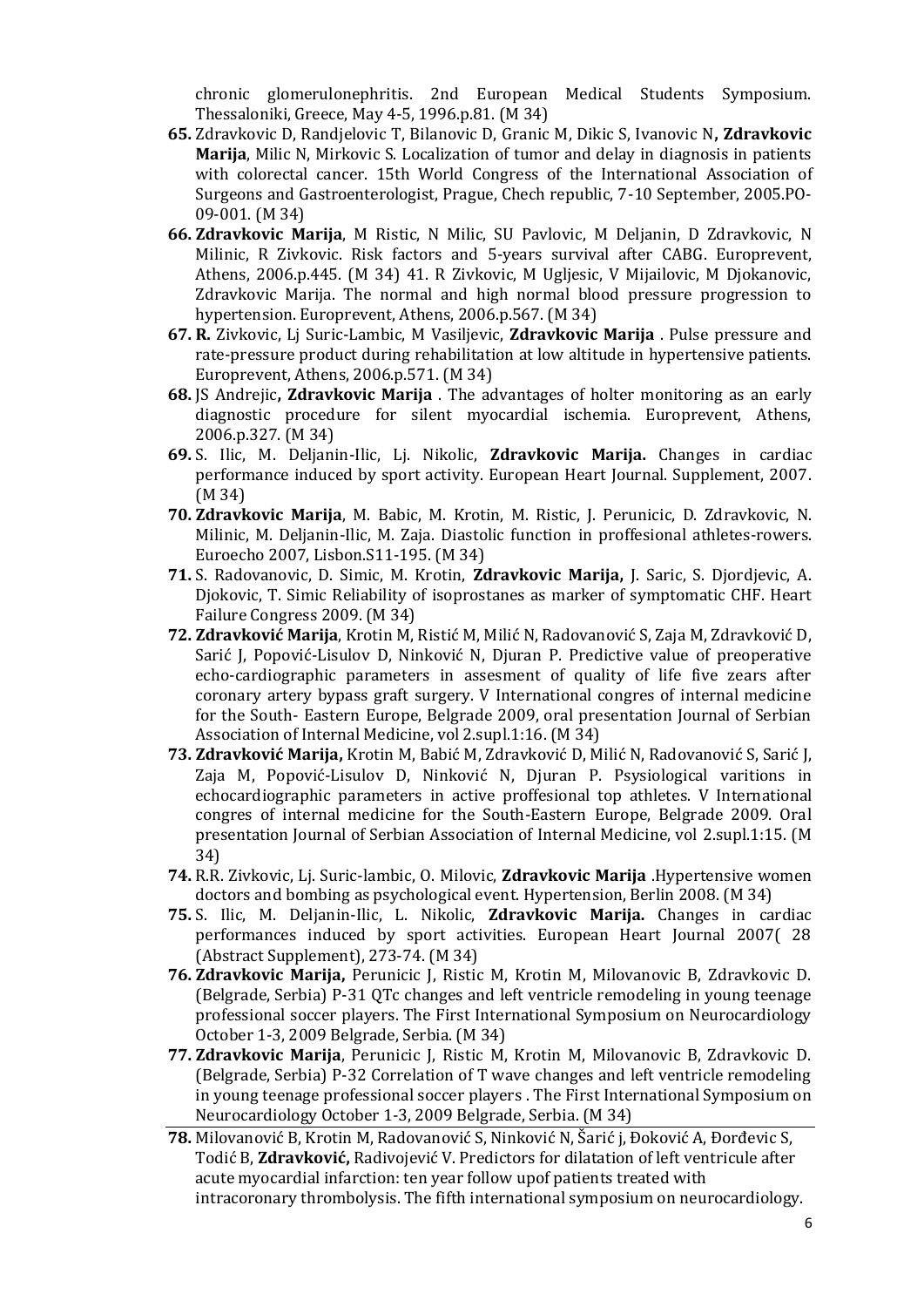chronic glomerulonephritis. 2nd European Medical Students Symposium. Thessaloniki, Greece, May 4-5, 1996.p.81. (M 34)

65. Zdravkovic D, Randjelovic T, Bilanovic D, Granic M, Dikic S, Ivanovic N**, Zdravkovic Marija**, Milic N, Mirkovic S. Localization of tumor and delay in diagnosis in patients with colorectal cancer. 15th World Congress of the International Association of Surgeons and Gastroenterologist, Prague, Chech republic, 7-10 September, 2005.PO-09-001. (M 34)

66. **Zdravkovic Marija**, M Ristic, N Milic, SU Pavlovic, M Deljanin, D Zdravkovic, N Milinic, R Zivkovic. Risk factors and 5-years survival after CABG. Europrevent, Athens, 2006.p.445. (M 34) 41. R Zivkovic, M Ugljesic, V Mijailovic, M Djokanovic, Zdravkovic Marija. The normal and high normal blood pressure progression to hypertension. Europrevent, Athens, 2006.p.567. (M 34)

67. **R.** Zivkovic, Lj Suric-Lambic, M Vasiljevic, **Zdravkovic Marija** . Pulse pressure and rate-pressure product during rehabilitation at low altitude in hypertensive patients. Europrevent, Athens, 2006.p.571. (M 34)

68. JS Andrejic**, Zdravkovic Marija** . The advantages of holter monitoring as an early diagnostic procedure for silent myocardial ischemia. Europrevent, Athens, 2006.p.327. (M 34)

69. S. Ilic, M. Deljanin-Ilic, Lj. Nikolic, **Zdravkovic Marija.** Changes in cardiac performance induced by sport activity. European Heart Journal. Supplement, 2007. (M 34)

70. **Zdravkovic Marija**, M. Babic, M. Krotin, M. Ristic, J. Perunicic, D. Zdravkovic, N. Milinic, M. Deljanin-Ilic, M. Zaja. Diastolic function in proffesional athletes-rowers. Euroecho 2007, Lisbon.S11-195. (M 34)

71. S. Radovanovic, D. Simic, M. Krotin, **Zdravkovic Marija,** J. Saric, S. Djordjevic, A. Djokovic, T. Simic Reliability of isoprostanes as marker of symptomatic CHF. Heart Failure Congress 2009. (M 34)

72. **Zdravković Marija**, Krotin M, Ristić M, Milić N, Radovanović S, Zaja M, Zdravković D, Sarić J, Popović-Lisulov D, Ninković N, Djuran P. Predictive value of preoperative echo-cardiographic parameters in assesment of quality of life five zears after coronary artery bypass graft surgery. V International congres of internal medicine for the South- Eastern Europe, Belgrade 2009, oral presentation Journal of Serbian Association of Internal Medicine, vol 2.supl.1:16. (M 34)

73. **Zdravković Marija,** Krotin M, Babić M, Zdravković D, Milić N, Radovanović S, Sarić J, Zaja M, Popović-Lisulov D, Ninković N, Djuran P. Psysiological varitions in echocardiographic parameters in active proffesional top athletes. V International congres of internal medicine for the South-Eastern Europe, Belgrade 2009. Oral presentation Journal of Serbian Association of Internal Medicine, vol 2.supl.1:15. (M 34)

74. R.R. Zivkovic, Lj. Suric-lambic, O. Milovic, **Zdravkovic Marija** .Hypertensive women doctors and bombing as psychological event. Hypertension, Berlin 2008. (M 34)

75. S. Ilic, M. Deljanin-Ilic, L. Nikolic, **Zdravkovic Marija.** Changes in cardiac performances induced by sport activities. European Heart Journal 2007( 28 (Abstract Supplement), 273-74. (M 34)

76. **Zdravkovic Marija,** Perunicic J, Ristic M, Krotin M, Milovanovic B, Zdravkovic D. (Belgrade, Serbia) P-31 QTc changes and left ventricle remodeling in young teenage professional soccer players. The First International Symposium on Neurocardiology October 1-3, 2009 Belgrade, Serbia. (M 34)

77. **Zdravkovic Marija**, Perunicic J, Ristic M, Krotin M, Milovanovic B, Zdravkovic D. (Belgrade, Serbia) P-32 Correlation of T wave changes and left ventricle remodeling in young teenage professional soccer players . The First International Symposium on Neurocardiology October 1-3, 2009 Belgrade, Serbia. (M 34)

78. Milovanović B, Krotin M, Radovanović S, Ninković N, Šarić j, Đoković A, Đorđevic S, Todić B, **Zdravković,** Radivojević V. Predictors for dilatation of left ventricule after acute myocardial infarction: ten year follow upof patients treated with intracoronary thrombolysis. The fifth international symposium on neurocardiology.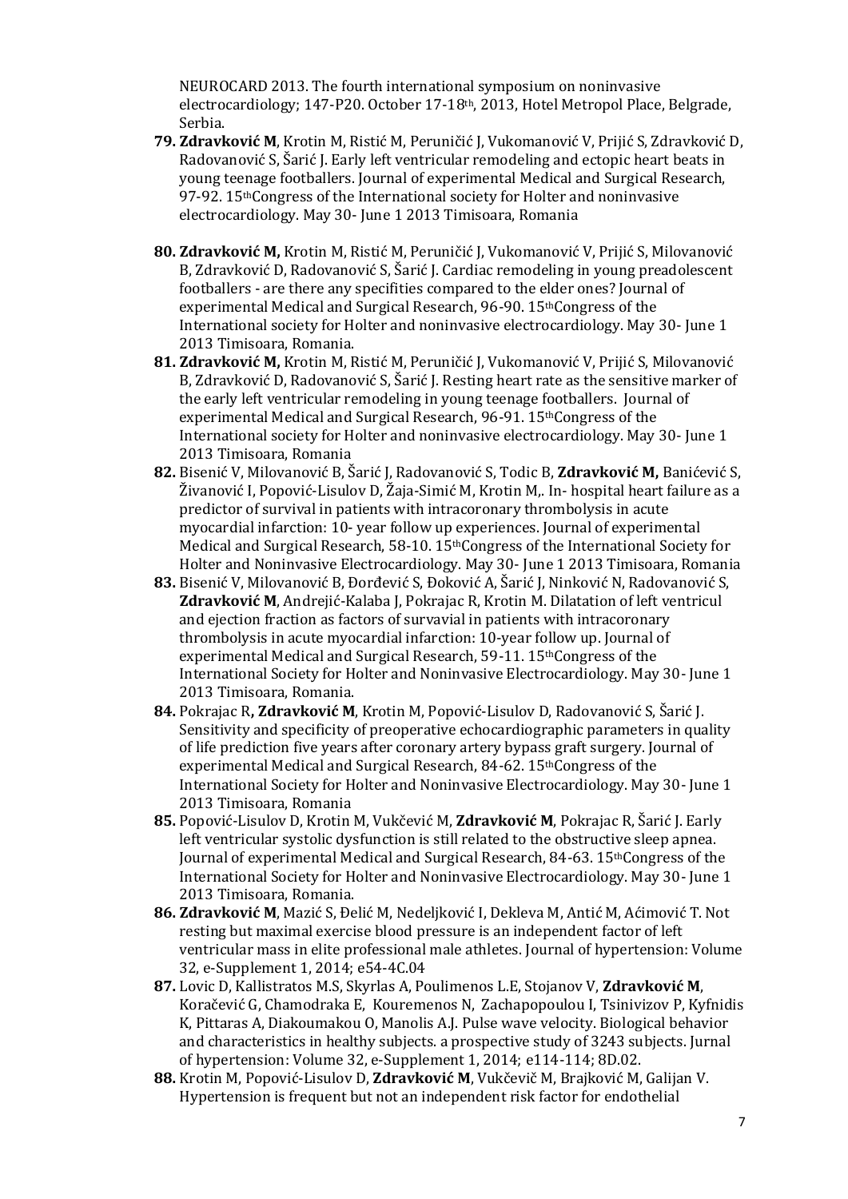NEUROCARD 2013. The fourth international symposium on noninvasive electrocardiology; 147-P20. October 17-18th, 2013, Hotel Metropol Place, Belgrade, Serbia.

79. **Zdravković M**, Krotin M, Ristić M, Peruničić J, Vukomanović V, Prijić S, Zdravković D, Radovanović S, Šarić J. Early left ventricular remodeling and ectopic heart beats in young teenage footballers. Journal of experimental Medical and Surgical Research, 97-92. 15thCongress of the International society for Holter and noninvasive electrocardiology. May 30- June 1 2013 Timisoara, Romania

80. **Zdravković M,** Krotin M, Ristić M, Peruničić J, Vukomanović V, Prijić S, Milovanović B, Zdravković D, Radovanović S, Šarić J. Cardiac remodeling in young preadolescent footballers - are there any specifities compared to the elder ones? Journal of experimental Medical and Surgical Research, 96-90. 15thCongress of the International society for Holter and noninvasive electrocardiology. May 30- June 1 2013 Timisoara, Romania.

81. **Zdravković M,** Krotin M, Ristić M, Peruničić J, Vukomanović V, Prijić S, Milovanović B, Zdravković D, Radovanović S, Šarić J. Resting heart rate as the sensitive marker of the early left ventricular remodeling in young teenage footballers. Journal of experimental Medical and Surgical Research, 96-91. 15thCongress of the International society for Holter and noninvasive electrocardiology. May 30- June 1 2013 Timisoara, Romania

82. Bisenić V, Milovanović B, Šarić J, Radovanović S, Todic B, **Zdravković M,** Banićević S, Živanović I, Popović-Lisulov D, Žaja-Simić M, Krotin M,. In- hospital heart failure as a predictor of survival in patients with intracoronary thrombolysis in acute myocardial infarction: 10- year follow up experiences. Journal of experimental Medical and Surgical Research, 58-10. 15thCongress of the International Society for Holter and Noninvasive Electrocardiology. May 30- June 1 2013 Timisoara, Romania

83. Bisenić V, Milovanović B, Đorđević S, Đoković A, Šarić J, Ninković N, Radovanović S, **Zdravković M**, Andrejić-Kalaba J, Pokrajac R, Krotin M. Dilatation of left ventricul and ejection fraction as factors of survavial in patients with intracoronary thrombolysis in acute myocardial infarction: 10-year follow up. Journal of experimental Medical and Surgical Research, 59-11. 15thCongress of the International Society for Holter and Noninvasive Electrocardiology. May 30- June 1 2013 Timisoara, Romania.

84. Pokrajac R**, Zdravković M**, Krotin M, Popović-Lisulov D, Radovanović S, Šarić J. Sensitivity and specificity of preoperative echocardiographic parameters in quality of life prediction five years after coronary artery bypass graft surgery. Journal of experimental Medical and Surgical Research, 84-62. 15thCongress of the International Society for Holter and Noninvasive Electrocardiology. May 30- June 1 2013 Timisoara, Romania

85. Popović-Lisulov D, Krotin M, Vukčević M, **Zdravković M**, Pokrajac R, Šarić J. Early left ventricular systolic dysfunction is still related to the obstructive sleep apnea. Journal of experimental Medical and Surgical Research, 84-63. 15thCongress of the International Society for Holter and Noninvasive Electrocardiology. May 30- June 1 2013 Timisoara, Romania.

86. **Zdravković M**, Mazić S, Đelić M, Nedeljković I, Dekleva M, Antić M, Aćimović T. Not resting but maximal exercise blood pressure is an independent factor of left ventricular mass in elite professional male athletes. Journal of hypertension: Volume 32, e-Supplement 1, 2014; e54-4C.04

87. Lovic D, Kallistratos M.S, Skyrlas A, Poulimenos L.E, Stojanov V, **Zdravković M**, Koračević G, Chamodraka E, Kouremenos N, Zachapopoulou I, Tsinivizov P, Kyfnidis K, Pittaras A, Diakoumakou O, Manolis A.J. Pulse wave velocity. Biological behavior and characteristics in healthy subjects. a prospective study of 3243 subjects. Jurnal of hypertension: Volume 32, e-Supplement 1, 2014; e114-114; 8D.02.

88. Krotin M, Popović-Lisulov D, **Zdravković M**, Vukčevič M, Brajković M, Galijan V. Hypertension is frequent but not an independent risk factor for endothelial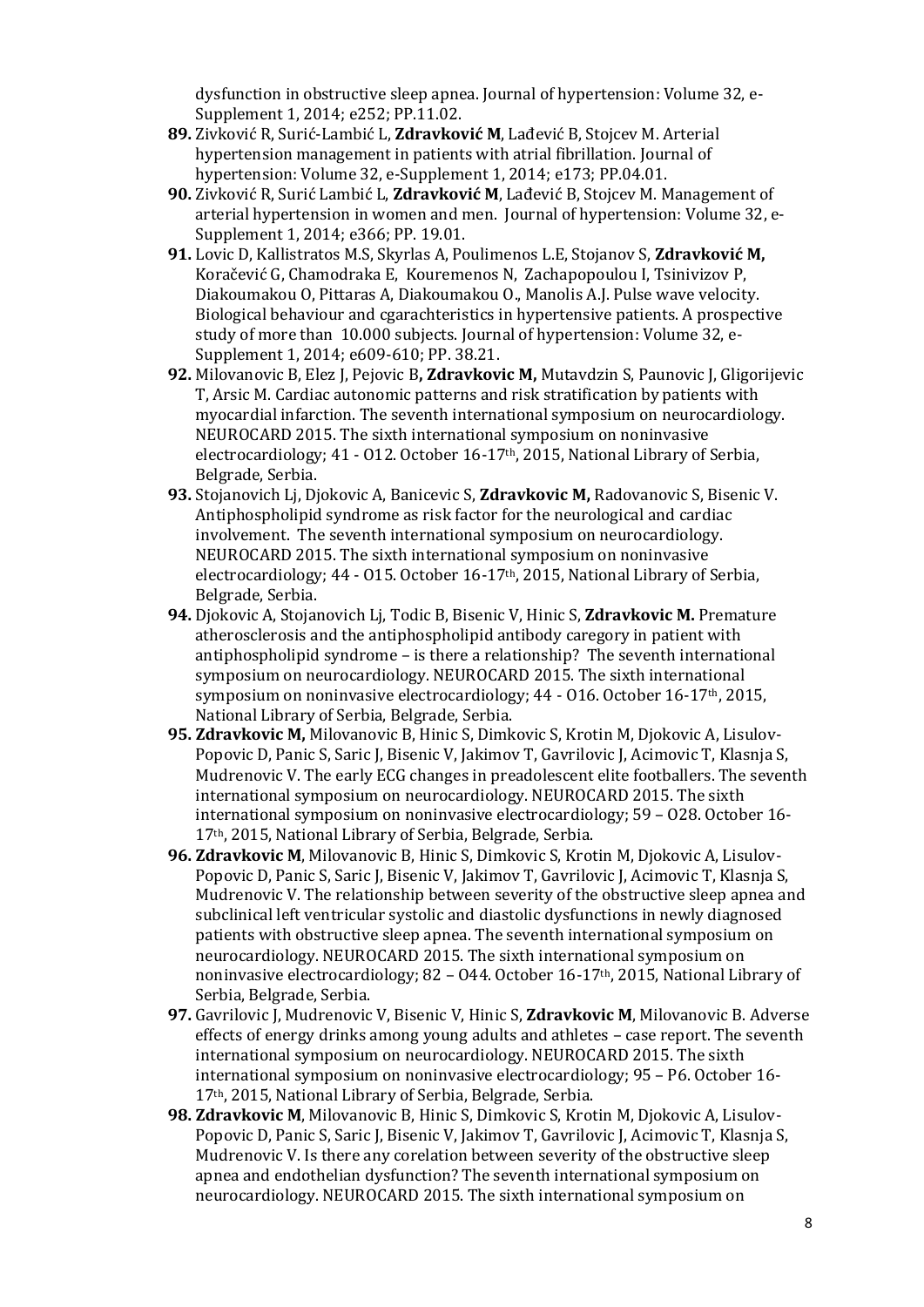dysfunction in obstructive sleep apnea. Journal of hypertension: Volume 32, e-Supplement 1, 2014; e252; PP.11.02.

**89.** Zivković R, Surić-Lambić L, **Zdravković M**, Lađević B, Stojcev M. Arterial hypertension management in patients with atrial fibrillation. Journal of hypertension: Volume 32, e-Supplement 1, 2014; e173; PP.04.01.

**90.** Zivković R, Surić Lambić L, **Zdravković M**, Lađević B, Stojcev M. Management of arterial hypertension in women and men. Journal of hypertension: Volume 32, e-Supplement 1, 2014; e366; PP. 19.01.

**91.** Lovic D, Kallistratos M.S, Skyrlas A, Poulimenos L.E, Stojanov S, **Zdravković M,** Koračević G, Chamodraka E, Kouremenos N, Zachapopoulou I, Tsinivizov P, Diakoumakou O, Pittaras A, Diakoumakou O., Manolis A.J. Pulse wave velocity. Biological behaviour and cgarachteristics in hypertensive patients. A prospective study of more than 10.000 subjects. Journal of hypertension: Volume 32, e-Supplement 1, 2014; e609-610; PP. 38.21.

**92.** Milovanovic B, Elez J, Pejovic B**, Zdravkovic M,** Mutavdzin S, Paunovic J, Gligorijevic T, Arsic M. Cardiac autonomic patterns and risk stratification by patients with myocardial infarction. The seventh international symposium on neurocardiology. NEUROCARD 2015. The sixth international symposium on noninvasive electrocardiology; 41 - O12. October 16-17th, 2015, National Library of Serbia, Belgrade, Serbia.

**93.** Stojanovich Lj, Djokovic A, Banicevic S, **Zdravkovic M,** Radovanovic S, Bisenic V. Antiphospholipid syndrome as risk factor for the neurological and cardiac involvement. The seventh international symposium on neurocardiology. NEUROCARD 2015. The sixth international symposium on noninvasive electrocardiology; 44 - O15. October 16-17th, 2015, National Library of Serbia, Belgrade, Serbia.

**94.** Djokovic A, Stojanovich Lj, Todic B, Bisenic V, Hinic S, **Zdravkovic M.** Premature atherosclerosis and the antiphospholipid antibody caregory in patient with antiphospholipid syndrome – is there a relationship? The seventh international symposium on neurocardiology. NEUROCARD 2015. The sixth international symposium on noninvasive electrocardiology; 44 - O16. October 16-17th, 2015, National Library of Serbia, Belgrade, Serbia.

**95. Zdravkovic M,** Milovanovic B, Hinic S, Dimkovic S, Krotin M, Djokovic A, Lisulov-Popovic D, Panic S, Saric J, Bisenic V, Jakimov T, Gavrilovic J, Acimovic T, Klasnja S, Mudrenovic V. The early ECG changes in preadolescent elite footballers. The seventh international symposium on neurocardiology. NEUROCARD 2015. The sixth international symposium on noninvasive electrocardiology; 59 – O28. October 16-17th, 2015, National Library of Serbia, Belgrade, Serbia.

**96. Zdravkovic M**, Milovanovic B, Hinic S, Dimkovic S, Krotin M, Djokovic A, Lisulov-Popovic D, Panic S, Saric J, Bisenic V, Jakimov T, Gavrilovic J, Acimovic T, Klasnja S, Mudrenovic V. The relationship between severity of the obstructive sleep apnea and subclinical left ventricular systolic and diastolic dysfunctions in newly diagnosed patients with obstructive sleep apnea. The seventh international symposium on neurocardiology. NEUROCARD 2015. The sixth international symposium on noninvasive electrocardiology; 82 – O44. October 16-17th, 2015, National Library of Serbia, Belgrade, Serbia.

**97.** Gavrilovic J, Mudrenovic V, Bisenic V, Hinic S, **Zdravkovic M**, Milovanovic B. Adverse effects of energy drinks among young adults and athletes – case report. The seventh international symposium on neurocardiology. NEUROCARD 2015. The sixth international symposium on noninvasive electrocardiology; 95 – P6. October 16-17th, 2015, National Library of Serbia, Belgrade, Serbia.

**98. Zdravkovic M**, Milovanovic B, Hinic S, Dimkovic S, Krotin M, Djokovic A, Lisulov-Popovic D, Panic S, Saric J, Bisenic V, Jakimov T, Gavrilovic J, Acimovic T, Klasnja S, Mudrenovic V. Is there any corelation between severity of the obstructive sleep apnea and endothelian dysfunction? The seventh international symposium on neurocardiology. NEUROCARD 2015. The sixth international symposium on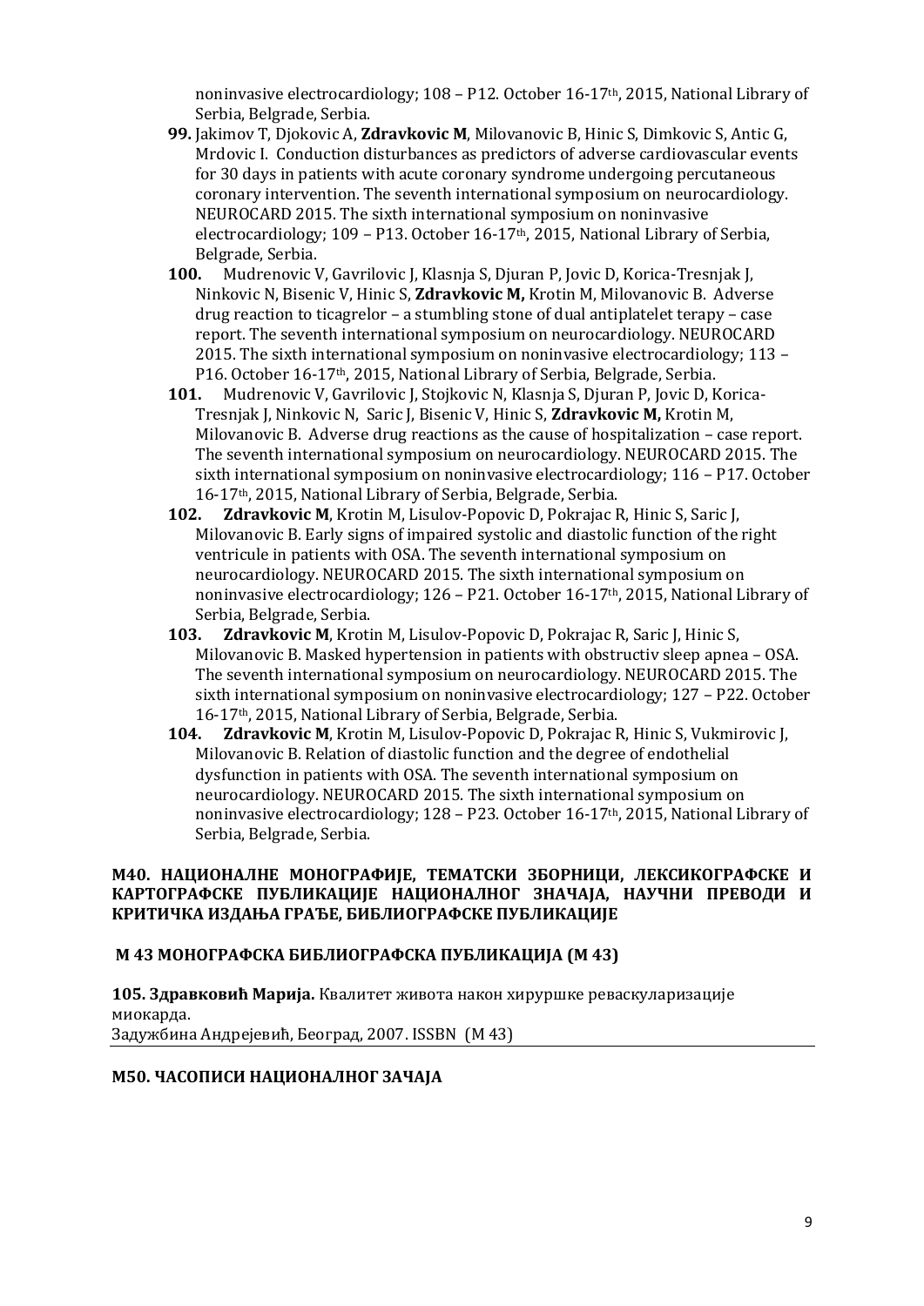noninvasive electrocardiology; 108 – P12. October 16-17th, 2015, National Library of Serbia, Belgrade, Serbia.

99. Jakimov T, Djokovic A, **Zdravkovic M**, Milovanovic B, Hinic S, Dimkovic S, Antic G, Mrdovic I. Conduction disturbances as predictors of adverse cardiovascular events for 30 days in patients with acute coronary syndrome undergoing percutaneous coronary intervention. The seventh international symposium on neurocardiology. NEUROCARD 2015. The sixth international symposium on noninvasive electrocardiology; 109 – P13. October 16-17th, 2015, National Library of Serbia, Belgrade, Serbia.

100. Mudrenovic V, Gavrilovic J, Klasnja S, Djuran P, Jovic D, Korica-Tresnjak J, Ninkovic N, Bisenic V, Hinic S, **Zdravkovic M,** Krotin M, Milovanovic B. Adverse drug reaction to ticagrelor – a stumbling stone of dual antiplatelet terapy – case report. The seventh international symposium on neurocardiology. NEUROCARD 2015. The sixth international symposium on noninvasive electrocardiology; 113 – P16. October 16-17th, 2015, National Library of Serbia, Belgrade, Serbia.

101. Mudrenovic V, Gavrilovic J, Stojkovic N, Klasnja S, Djuran P, Jovic D, Korica-Tresnjak J, Ninkovic N, Saric J, Bisenic V, Hinic S, **Zdravkovic M,** Krotin M, Milovanovic B. Adverse drug reactions as the cause of hospitalization – case report. The seventh international symposium on neurocardiology. NEUROCARD 2015. The sixth international symposium on noninvasive electrocardiology; 116 – P17. October 16-17th, 2015, National Library of Serbia, Belgrade, Serbia.

102. **Zdravkovic M**, Krotin M, Lisulov-Popovic D, Pokrajac R, Hinic S, Saric J, Milovanovic B. Early signs of impaired systolic and diastolic function of the right ventricule in patients with OSA. The seventh international symposium on neurocardiology. NEUROCARD 2015. The sixth international symposium on noninvasive electrocardiology; 126 – P21. October 16-17th, 2015, National Library of Serbia, Belgrade, Serbia.

103. **Zdravkovic M**, Krotin M, Lisulov-Popovic D, Pokrajac R, Saric J, Hinic S, Milovanovic B. Masked hypertension in patients with obstructiv sleep apnea – OSA. The seventh international symposium on neurocardiology. NEUROCARD 2015. The sixth international symposium on noninvasive electrocardiology; 127 – P22. October 16-17th, 2015, National Library of Serbia, Belgrade, Serbia.

104. **Zdravkovic M**, Krotin M, Lisulov-Popovic D, Pokrajac R, Hinic S, Vukmirovic J, Milovanovic B. Relation of diastolic function and the degree of endothelial dysfunction in patients with OSA. The seventh international symposium on neurocardiology. NEUROCARD 2015. The sixth international symposium on noninvasive electrocardiology; 128 – P23. October 16-17th, 2015, National Library of Serbia, Belgrade, Serbia.

## М40. НАЦИОНАЛНЕ МОНОГРАФИЈЕ, ТЕМАТСКИ ЗБОРНИЦИ, ЛЕКСИКОГРАФСКЕ И КАРТОГРАФСКЕ ПУБЛИКАЦИЈЕ НАЦИОНАЛНОГ ЗНАЧАЈА, НАУЧНИ ПРЕВОДИ И КРИТИЧКА ИЗДАЊА ГРАЂЕ, БИБЛИОГРАФСКЕ ПУБЛИКАЦИЈЕ

### М 43 МОНОГРАФСКА БИБЛИОГРАФСКА ПУБЛИКАЦИЈА (М 43)

**105. Здравковић Марија.** Квалитет живота након хируршке реваскуларизације миокарда.
Задужбина Андрејевић, Београд, 2007. ISSBN (М 43)

## М50. ЧАСОПИСИ НАЦИОНАЛНОГ ЗАЧАЈА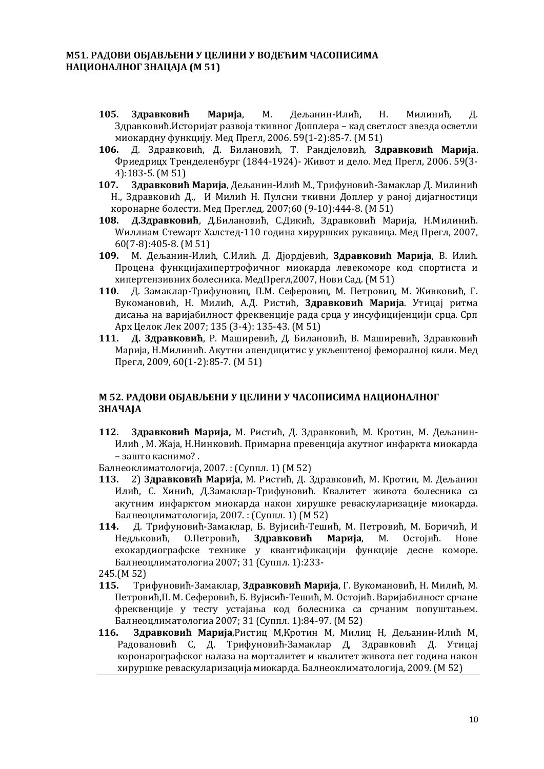**М51. РАДОВИ ОБЈАВЉЕНИ У ЦЕЛИНИ У ВОДЕЋИМ ЧАСОПИСИМА НАЦИОНАЛНОГ ЗНАЦАЈА (М 51)**

**105.** **Здравковић Марија**, М. Дељанин-Илић, Н. Милинић, Д. Здравковић.Историјат развоја ткивног Допплера – кад светлост звезда осветли миокардну функцију. Мед Прегл, 2006. 59(1-2):85-7. (М 51)

**106.** Д. Здравковић, Д. Билановић, Т. Рандјеловић, **Здравковић Марија**. Фриедрицх Тренделенбург (1844-1924)- Живот и дело. Мед Прегл, 2006. 59(3-4):183-5. (М 51)

**107.** **Здравковић Марија**, Дељанин-Илић М., Трифуновић-Замаклар Д. Милинић Н., Здравковић Д., И Милић Н. Пулсни ткивни Доплер у раној дијагностици коронарне болести. Мед Преглед, 2007;60 (9-10):444-8. (М 51)

**108.** **Д.Здравковић**, Д.Билановић, С.Дикић, Здравковић Марија, Н.Милинић. Wиллиам Стеwарт Халстед-110 година хируршких рукавица. Мед Прегл, 2007, 60(7-8):405-8. (М 51)

**109.** М. Дељанин-Илић, С.Илић. Д. Дјордјевић, **Здравковић Марија**, В. Илић. Процена функцијахипертрофичног миокарда левекоморе код спортиста и хипертензивних болесника. МедПрегл,2007, Нови Сад. (М 51)

**110.** Д. Замаклар-Трифуновиц, П.М. Сеферовиц, М. Петровиц, М. Живковић, Г. Вукомановић, Н. Милић, А.Д. Ристић, **Здравковић Марија**. Утицај ритма дисања на варијабилност фреквенције рада срца у инсуфицијенцији срца. Срп Арх Целок Лек 2007; 135 (3-4): 135-43. (М 51)

**111.** **Д. Здравковић**, Р. Маширевић, Д. Билановић, В. Маширевић, Здравковић Марија, Н.Милинић. Акутни апендицитис у укљештеној феморалној кили. Мед Прегл, 2009, 60(1-2):85-7. (М 51)

**М 52. РАДОВИ ОБЈАВЉЕНИ У ЦЕЛИНИ У ЧАСОПИСИМА НАЦИОНАЛНОГ ЗНАЧАЈА**

**112.** **Здравковић Марија,** М. Ристић, Д. Здравковић, М. Кротин, М. Дељанин-Илић , М. Жаја, Н.Нинковић. Примарна превенција акутног инфаркта миокарда – зашто каснимо? .
Балнеоклиматологија, 2007. : (Суппл. 1) (М 52)

**113.** 2) **Здравковић Марија**, М. Ристић, Д. Здравковић, М. Кротин, М. Дељанин Илић, С. Хинић, Д.Замаклар-Трифуновић. Квалитет живота болесника са акутним инфарктом миокарда након хирушке реваскуларизације миокарда. Балнеоцлиматологија, 2007. : (Суппл. 1) (М 52)

**114.** Д. Трифуновић-Замаклар, Б. Вујисић-Тешић, М. Петровић, М. Боричић, И Недљковић, О.Петровић, **Здравковић Марија**, М. Остојић. Нове ехокардиографске технике у квантификацији функције десне коморе. Балнеоцлиматологиа 2007; 31 (Суппл. 1):233-
245.(М 52)

**115.** Трифуновић-Замаклар, **Здравковић Марија**, Г. Вукомановић, Н. Милић, М. Петровић,П. М. Сеферовић, Б. Вујисић-Тешић, М. Остојић. Варијабилност срчане фреквенције у тесту устајања код болесника са срчаним попуштањем. Балнеоцлиматологиа 2007; 31 (Суппл. 1):84-97. (М 52)

**116.** **Здравковић Марија**,Ристиц М,Кротин М, Милиц Н, Дељанин-Илић М, Радовановић С, Д. Трифуновић-Замаклар Д, Здравковић Д. Утицај коронарографског налаза на морталитет и квалитет живота пет година након хируршке реваскуларизација миокарда. Балнеоклиматологија, 2009. (М 52)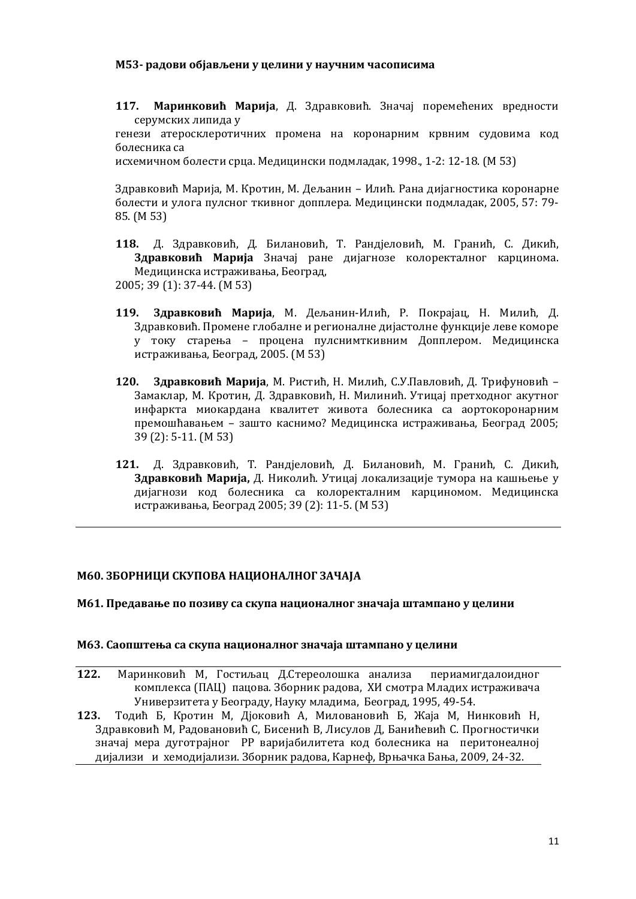**М53- радови објављени у целини у научним часописима**

**117. Маринковић Марија**, Д. Здравковић. Значај поремећених вредности серумских липида у генези атеросклеротичних промена на коронарним крвним судовима код болесника са исхемичном болести срца. Медицински подмладак, 1998., 1-2: 12-18. (М 53)

Здравковић Марија, М. Кротин, М. Дељанин – Илић. Рана дијагностика коронарне болести и улога пулсног ткивног допплера. Медицински подмладак, 2005, 57: 79-85. (М 53)

**118.** Д. Здравковић, Д. Билановић, Т. Рандјеловић, М. Гранић, С. Дикић, **Здравковић Марија** Значај ране дијагнозе колоректалног карцинома. Медицинска истраживања, Београд, 2005; 39 (1): 37-44. (М 53)

**119. Здравковић Марија**, М. Дељанин-Илић, Р. Покрајац, Н. Милић, Д. Здравковић. Промене глобалне и регионалне дијастолне функције леве коморе у току старења – процена пулснимткивним Допплером. Медицинска истраживања, Београд, 2005. (М 53)

**120. Здравковић Марија**, М. Ристић, Н. Милић, С.У.Павловић, Д. Трифуновић – Замаклар, М. Кротин, Д. Здравковић, Н. Милинић. Утицај претходног акутног инфаркта миокардана квалитет живота болесника са аортокоронарним премошћавањем – зашто каснимо? Медицинска истраживања, Београд 2005; 39 (2): 5-11. (М 53)

**121.** Д. Здравковић, Т. Рандјеловић, Д. Билановић, М. Гранић, С. Дикић, **Здравковић Марија,** Д. Николић. Утицај локализације тумора на кашњење у дијагнози код болесника са колоректалним карциномом. Медицинска истраживања, Београд 2005; 39 (2): 11-5. (М 53)

---

**М60. ЗБОРНИЦИ СКУПОВА НАЦИОНАЛНОГ ЗАЧАЈА**

**М61. Предавање по позиву са скупа националног значаја штампано у целини**

**М63. Саопштења са скупа националног значаја штампано у целини**

**122.** Маринковић М, Гостиљац Д.Стереолошка анализа периамигдалоидног комплекса (ПАЦ) пацова. Зборник радова, ХИ смотра Младих истраживача Универзитета у Београду, Науку младима, Београд, 1995, 49-54.

**123.** Тодић Б, Кротин М, Дјоковић А, Миловановић Б, Жаја М, Нинковић Н, Здравковић М, Радовановић С, Бисенић В, Лисулов Д, Банићевић С. Прогностички значај мера дуготрајног РР варијабилитета код болесника на перитонеалној дијализи и хемодијализи. Зборник радова, Карнеф, Врњачка Бања, 2009, 24-32.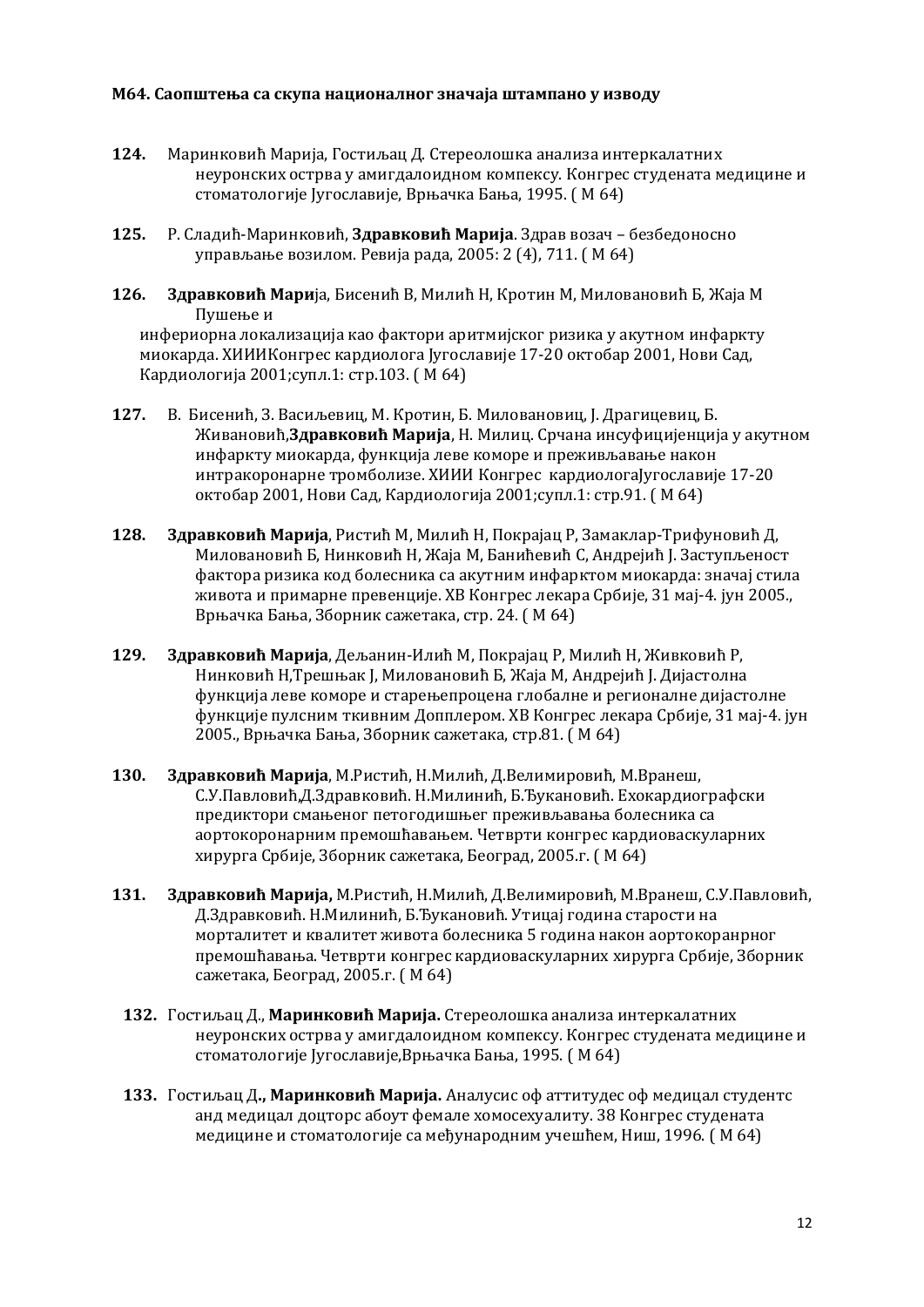**М64. Саопштења са скупа националног значаја штампано у изводу**

**124.** Маринковић Марија, Гостиљац Д. Стереолошка анализа интеркалатних неуронских острва у амигдалоидном компексу. Конгрес студената медицине и стоматологије Југославије, Врњачка Бања, 1995. ( М 64)

**125.** Р. Сладић-Маринковић, **Здравковић Марија**. Здрав возач – безбедоносно управљање возилом. Ревија рада, 2005: 2 (4), 711. ( М 64)

**126.** **Здравковић Мари**ја, Бисенић В, Милић Н, Кротин М, Миловановић Б, Жаја М Пушење и инфериорна локализација као фактори аритмијског ризика у акутном инфаркту миокарда. ХИИИКонгрес кардиолога Југославије 17-20 октобар 2001, Нови Сад, Кардиологија 2001;супл.1: стр.103. ( М 64)

**127.** В. Бисенић, З. Васиљевиц, М. Кротин, Б. Миловановиц, Ј. Драгицевиц, Б. Живановић,**Здравковић Марија**, Н. Милиц. Срчана инсуфицијенција у акутном инфаркту миокарда, функција леве коморе и преживљавање након интракоронарне тромболизе. ХИИИ Конгрес кардиологаЈугославије 17-20 октобар 2001, Нови Сад, Кардиологија 2001;супл.1: стр.91. ( М 64)

**128.** **Здравковић Марија**, Ристић М, Милић Н, Покрајац Р, Замаклар-Трифуновић Д, Миловановић Б, Нинковић Н, Жаја М, Банићевић С, Андрејић Ј. Заступљеност фактора ризика код болесника са акутним инфарктом миокарда: значај стила живота и примарне превенције. ХВ Конгрес лекара Србије, 31 мај-4. јун 2005., Врњачка Бања, Зборник сажетака, стр. 24. ( М 64)

**129.** **Здравковић Марија**, Дељанин-Илић М, Покрајац Р, Милић Н, Живковић Р, Нинковић Н,Трешњак Ј, Миловановић Б, Жаја М, Андрејић Ј. Дијастолна функција леве коморе и старењепроцена глобалне и регионалне дијастолне функције пулсним ткивним Допплером. ХВ Конгрес лекара Србије, 31 мај-4. јун 2005., Врњачка Бања, Зборник сажетака, стр.81. ( М 64)

**130.** **Здравковић Марија**, М.Ристић, Н.Милић, Д.Велимировић, М.Вранеш, С.У.Павловић,Д.Здравковић. Н.Милиниħ, Б.Ђукановић. Ехокардиографски предиктори смањеног петогодишњег преживљавања болесника са аортокоронарним премошћавањем. Четврти конгрес кардиоваскуларних хирурга Србије, Зборник сажетака, Београд, 2005.г. ( М 64)

**131.** **Здравковић Марија,** М.Ристић, Н.Милић, Д.Велимировић, М.Вранеш, С.У.Павловић, Д.Здравковић. Н.Милиниħ, Б.Ђукановић. Утицај година старости на морталитет и квалитет живота болесника 5 година након аортокоранрног премошћавања. Четврти конгрес кардиоваскуларних хирурга Србије, Зборник сажетака, Београд, 2005.г. ( М 64)

**132.** Гостиљац Д., **Маринковић Марија.** Стереолошка анализа интеркалатних неуронских острва у амигдалоидном компексу. Конгрес студената медицине и стоматологије Југославије,Врњачка Бања, 1995. ( М 64)

**133.** Гостиљац Д**., Маринковић Марија.** Аналусис оф аттитудес оф медицал студентс анд медицал доцторс абоут фемале хомосехуалиту. 38 Конгрес студената медицине и стоматологије са међународним учешћем, Ниш, 1996. ( М 64)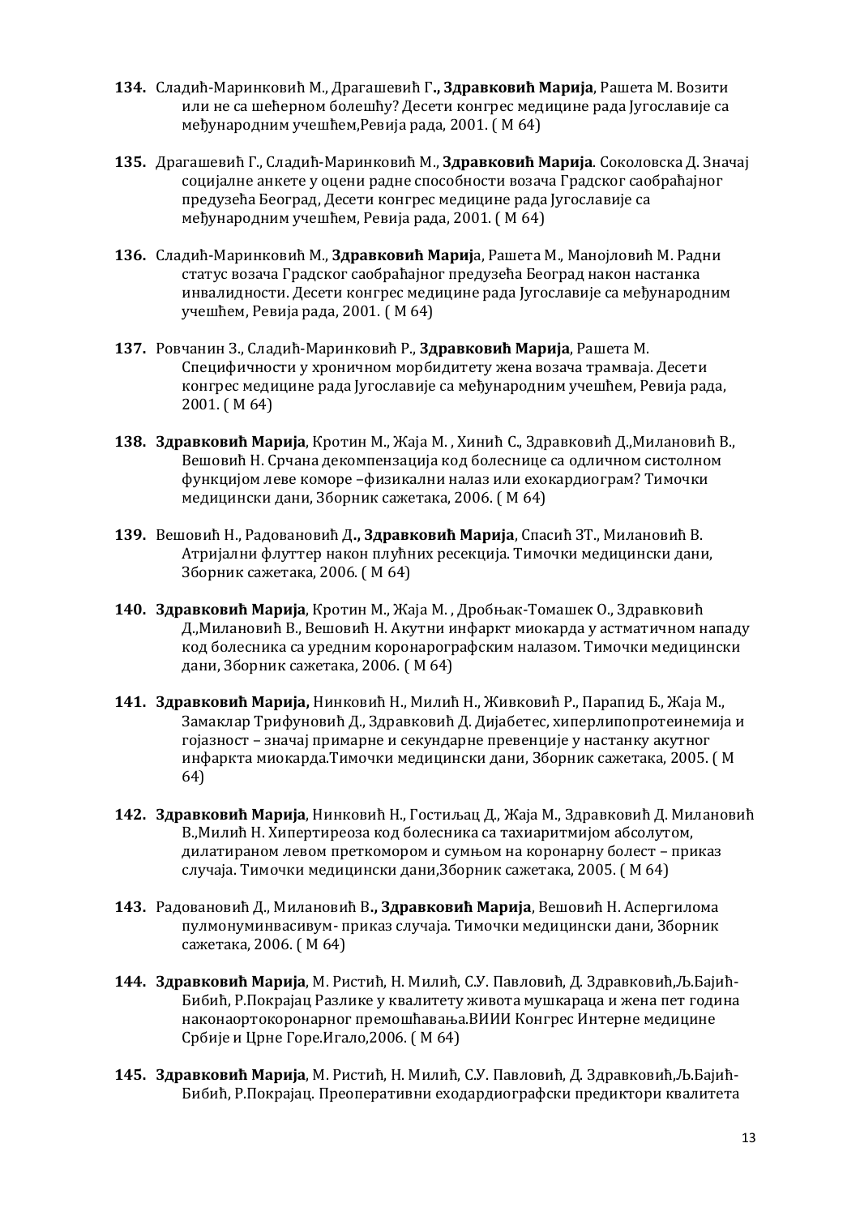**134.** Сладић-Маринковић М., Драгашевић Г**., Здравковић Марија**, Рашета М. Возити или не са шећерном болешћу? Десети конгрес медицине рада Југославије са међународним учешћем,Ревија рада, 2001. ( М 64)

**135.** Драгашевић Г., Сладић-Маринковић М., **Здравковић Марија**. Соколовска Д. Значај социјалне анкете у оцени радне способности возача Градског саобраћајног предузећа Београд, Десети конгрес медицине рада Југославије са међународним учешћем, Ревија рада, 2001. ( М 64)

**136.** Сладић-Маринковић М., **Здравковић Марија**, Рашета М., Манојловић М. Радни статус возача Градског саобраћајног предузећа Београд након настанка инвалидности. Десети конгрес медицине рада Југославије са међународним учешћем, Ревија рада, 2001. ( М 64)

**137.** Ровчанин З., Сладић-Маринковић Р., **Здравковић Марија**, Рашета М. Специфичности у хроничном морбидитету жена возача трамваја. Десети конгрес медицине рада Југославије са међународним учешћем, Ревија рада, 2001. ( М 64)

**138.** **Здравковић Марија**, Кротин М., Жаја М. , Хинић С., Здравковић Д.,Милановић В., Вешовић Н. Срчана декомпензација код болеснице са одличном систолном функцијом леве коморе –физикални налаз или ехокардиограм? Тимочки медицински дани, Зборник сажетака, 2006. ( М 64)

**139.** Вешовић Н., Радовановић Д**., Здравковић Марија**, Спасић ЗТ., Милановић В. Атријални флуттер након плућних ресекција. Тимочки медицински дани, Зборник сажетака, 2006. ( М 64)

**140.** **Здравковић Марија**, Кротин М., Жаја М. , Дробњак-Томашек О., Здравковић Д.,Милановић В., Вешовић Н. Акутни инфаркт миокарда у астматичном нападу код болесника са уредним коронарографским налазом. Тимочки медицински дани, Зборник сажетака, 2006. ( М 64)

**141.** **Здравковић Марија,** Нинковић Н., Милић Н., Живковић Р., Парапид Б., Жаја М., Замаклар Трифуновић Д., Здравковић Д. Дијабетес, хиперлипопротеинемија и гојазност – значај примарне и секундарне превенције у настанку акутног инфаркта миокарда.Тимочки медицински дани, Зборник сажетака, 2005. ( М 64)

**142.** **Здравковић Марија**, Нинковић Н., Гостиљац Д., Жаја М., Здравковић Д. Милановић В.,Милић Н. Хипертиреоза код болесника са тахиаритмијом абсолутом, дилатираном левом преткомором и сумњом на коронарну болест – приказ случаја. Тимочки медицински дани,Зборник сажетака, 2005. ( М 64)

**143.** Радовановић Д., Милановић В**., Здравковић Марија**, Вешовић Н. Аспергилома пулмонуминвасивум- приказ случаја. Тимочки медицински дани, Зборник сажетака, 2006. ( М 64)

**144.** **Здравковић Марија**, М. Ристић, Н. Милић, С.У. Павловић, Д. Здравковић,Љ.Бајић-Бибић, Р.Покрајац Разлике у квалитету живота мушкараца и жена пет година наконаортокоронарног премошћавања.ВИИИ Конгрес Интерне медицине Србије и Црне Горе.Игало,2006. ( М 64)

**145.** **Здравковић Марија**, М. Ристић, Н. Милић, С.У. Павловић, Д. Здравковић,Љ.Бајић-Бибић, Р.Покрајац. Преоперативни еходардиографски предиктори квалитета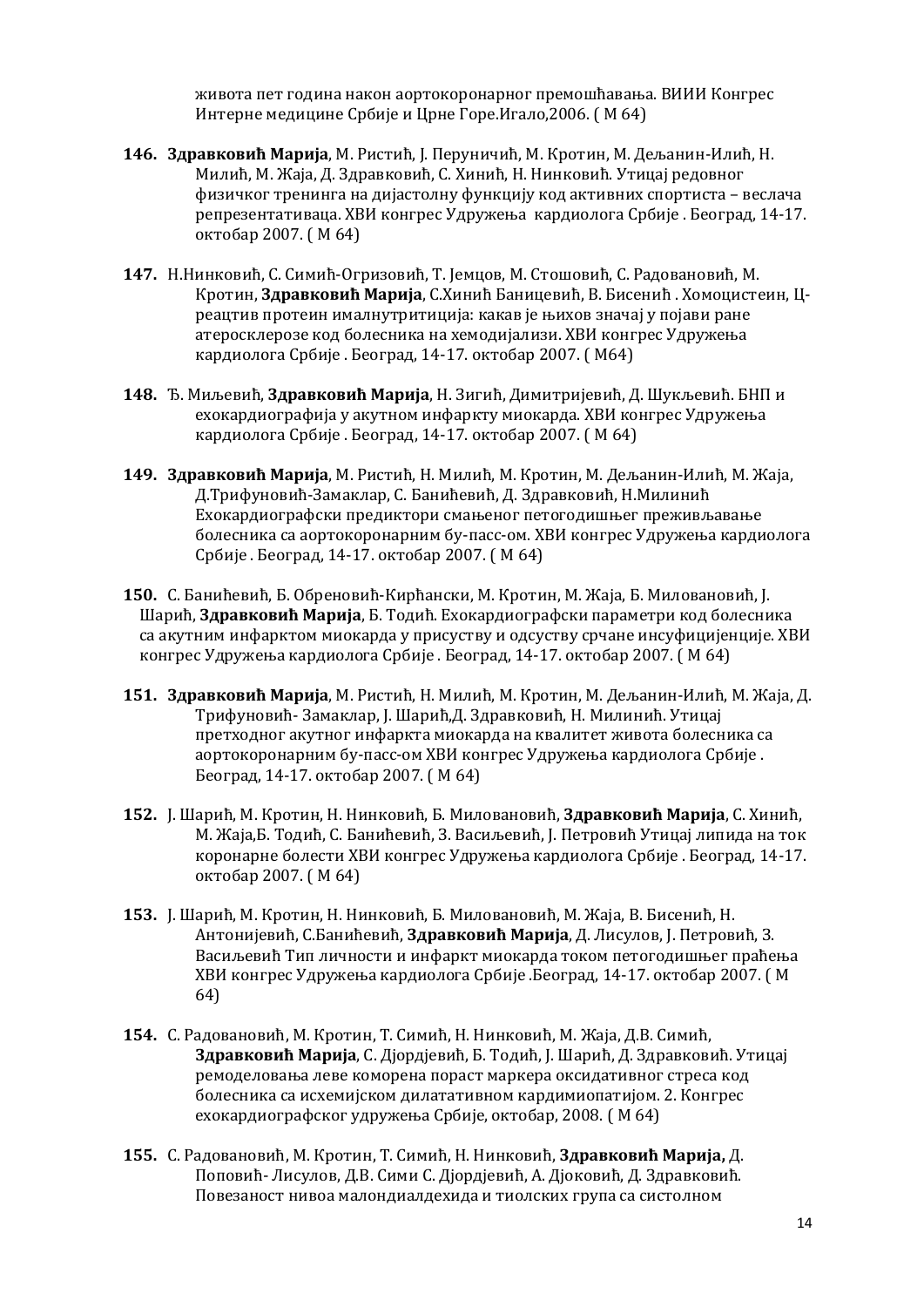живота пет година након аортокоронарног премошћавања. ВИИИ Конгрес Интерне медицине Србије и Црне Горе.Игало,2006. ( М 64)

**146.** **Здравковић Марија**, М. Ристић, Ј. Перуничић, М. Кротин, М. Дељанин-Илић, Н. Милић, М. Жаја, Д. Здравковић, С. Хинић, Н. Нинковић. Утицај редовног физичког тренинга на дијастолну функцију код активних спортиста – веслача репрезентативаца. ХВИ конгрес Удружења кардиолога Србије . Београд, 14-17. октобар 2007. ( М 64)

**147.** Н.Нинковић, С. Симић-Огризовић, Т. Јемцов, М. Стошовић, С. Радовановић, М. Кротин, **Здравковић Марија**, С.Хинић Баницевић, В. Бисенић . Хомоцистеин, Ц-реацтив протеин ималнутритиција: какав је њихов значај у појави ране атеросклерозе код болесника на хемодијализи. ХВИ конгрес Удружења кардиолога Србије . Београд, 14-17. октобар 2007. ( М64)

**148.** Ђ. Миљевић, **Здравковић Марија**, Н. Зигић, Димитријевић, Д. Шукљевић. БНП и ехокардиографија у акутном инфаркту миокарда. ХВИ конгрес Удружења кардиолога Србије . Београд, 14-17. октобар 2007. ( М 64)

**149.** **Здравковић Марија**, М. Ристић, Н. Милић, М. Кротин, М. Дељанин-Илић, М. Жаја, Д.Трифуновић-Замаклар, С. Банићевић, Д. Здравковић, Н.Милинић Ехокардиографски предиктори смањеног петогодишњег преживљавање болесника са аортокоронарним бу-пасс-ом. ХВИ конгрес Удружења кардиолога Србије . Београд, 14-17. октобар 2007. ( М 64)

**150.** С. Банићевић, Б. Обреновић-Кирћански, М. Кротин, М. Жаја, Б. Миловановић, Ј. Шарић, **Здравковић Марија**, Б. Тодић. Ехокардиографски параметри код болесника са акутним инфарктом миокарда у присуству и одсуству срчане инсуфицијенције. ХВИ конгрес Удружења кардиолога Србије . Београд, 14-17. октобар 2007. ( М 64)

**151.** **Здравковић Марија**, М. Ристић, Н. Милић, М. Кротин, М. Дељанин-Илић, М. Жаја, Д. Трифуновић- Замаклар, Ј. Шарић,Д. Здравковић, Н. Милинић. Утицај претходног акутног инфаркта миокарда на квалитет живота болесника са аортокоронарним бу-пасс-ом ХВИ конгрес Удружења кардиолога Србије . Београд, 14-17. октобар 2007. ( М 64)

**152.** Ј. Шарић, М. Кротин, Н. Нинковић, Б. Миловановић, **Здравковић Марија**, С. Хинић, М. Жаја,Б. Тодић, С. Банићевић, З. Васиљевић, Ј. Петровић Утицај липида на ток коронарне болести ХВИ конгрес Удружења кардиолога Србије . Београд, 14-17. октобар 2007. ( М 64)

**153.** Ј. Шарић, М. Кротин, Н. Нинковић, Б. Миловановић, М. Жаја, В. Бисенић, Н. Антонијевић, С.Банићевић, **Здравковић Марија**, Д. Лисулов, Ј. Петровић, З. Васиљевић Тип личности и инфаркт миокарда током петогодишњег праћења ХВИ конгрес Удружења кардиолога Србије .Београд, 14-17. октобар 2007. ( М 64)

**154.** С. Радовановић, М. Кротин, Т. Симић, Н. Нинковић, М. Жаја, Д.В. Симић, **Здравковић Марија**, С. Дјордјевић, Б. Тодић, Ј. Шарић, Д. Здравковић. Утицај ремоделовања леве коморена пораст маркера оксидативног стреса код болесника са исхемијском дилатативном кардимиопатијом. 2. Конгрес ехокардиографског удружења Србије, октобар, 2008. ( М 64)

**155.** С. Радовановић, М. Кротин, Т. Симић, Н. Нинковић, **Здравковић Марија,** Д. Поповић- Лисулов, Д.В. Сими С. Дјордјевић, А. Дјоковић, Д. Здравковић. Повезаност нивоа малондиалдехида и тиолских група са систолном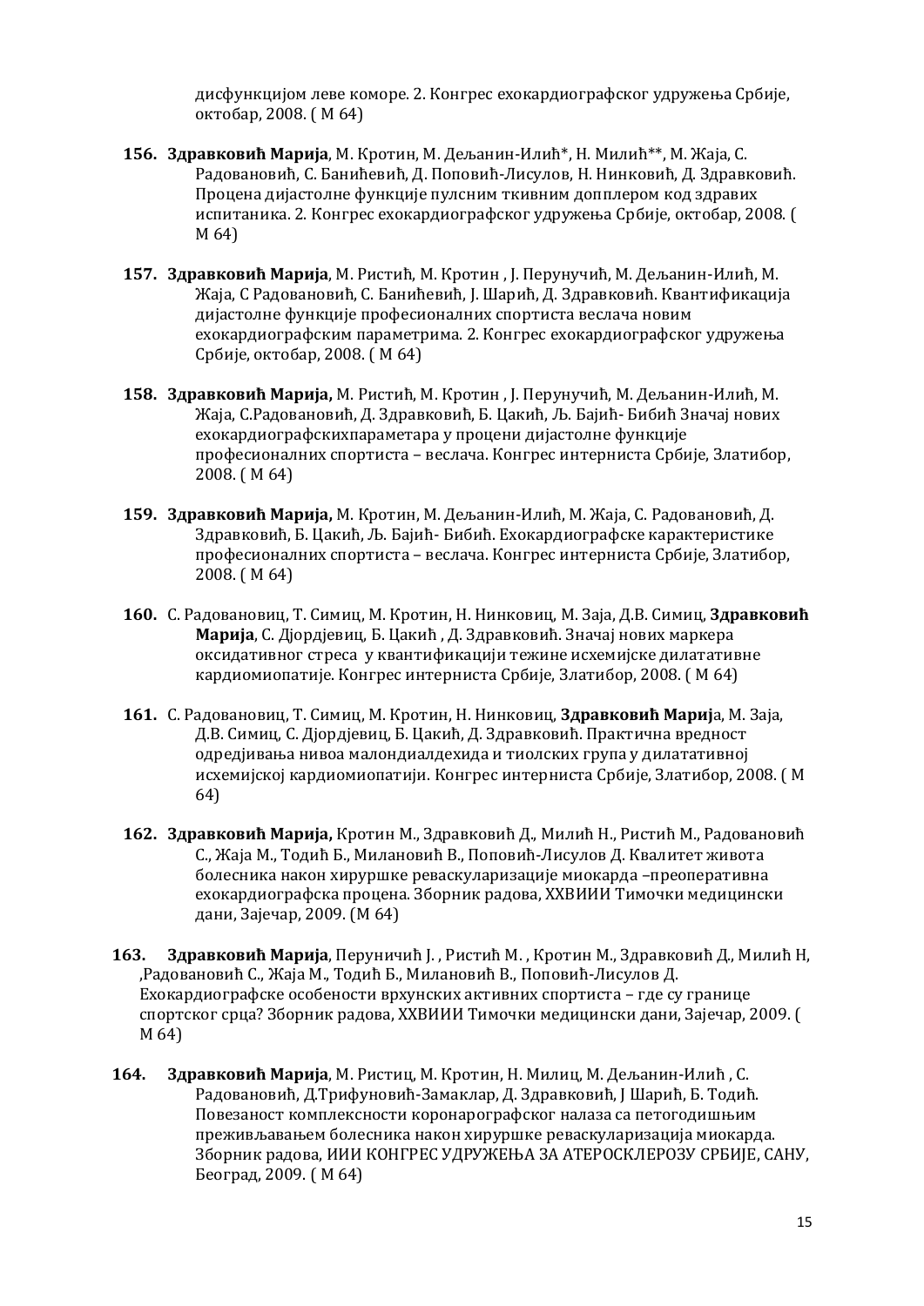дисфункцијом леве коморе. 2. Конгрес ехокардиографског удружења Србије, октобар, 2008. ( М 64)

**156.** **Здравковић Марија**, М. Кротин, М. Дељанин-Илић*, Н. Милић**, М. Жаја, С. Радовановић, С. Банићевић, Д. Поповић-Лисулов, Н. Нинковић, Д. Здравковић. Процена дијастолне функције пулсним ткивним допплером код здравих испитаника. 2. Конгрес ехокардиографског удружења Србије, октобар, 2008. ( М 64)

**157.** **Здравковић Марија**, М. Ристић, М. Кротин , Ј. Перунучић, М. Дељанин-Илић, М. Жаја, С Радовановић, С. Банићевић, Ј. Шарић, Д. Здравковић. Квантификација дијастолне функције професионалних спортиста веслача новим ехокардиографским параметрима. 2. Конгрес ехокардиографског удружења Србије, октобар, 2008. ( М 64)

**158.** **Здравковић Марија,** М. Ристић, М. Кротин , Ј. Перунучић, М. Дељанин-Илић, М. Жаја, С.Радовановић, Д. Здравковић, Б. Цакић, Љ. Бајић- Бибић Значај нових ехокардиографскихпараметара у процени дијастолне функције професионалних спортиста – веслача. Конгрес интерниста Србије, Златибор, 2008. ( М 64)

**159.** **Здравковић Марија,** М. Кротин, М. Дељанин-Илић, М. Жаја, С. Радовановић, Д. Здравковић, Б. Цакић, Љ. Бајић- Бибић. Ехокардиографске карактеристике професионалних спортиста – веслача. Конгрес интерниста Србије, Златибор, 2008. ( М 64)

**160.** С. Радовановиц, Т. Симиц, М. Кротин, Н. Нинковиц, М. Заја, Д.В. Симиц, **Здравковић Марија**, С. Дјордјевиц, Б. Цакић , Д. Здравковић. Значај нових маркера оксидативног стреса у квантификацији тежине исхемијске дилатативне кардиомиопатије. Конгрес интерниста Србије, Златибор, 2008. ( М 64)

**161.** С. Радовановиц, Т. Симиц, М. Кротин, Н. Нинковиц, **Здравковић Марија**, М. Заја, Д.В. Симиц, С. Дјордјевиц, Б. Цакић, Д. Здравковић. Практична вредност одредјивања нивоа малондиалдехида и тиолских група у дилатативној исхемијској кардиомиопатији. Конгрес интерниста Србије, Златибор, 2008. ( М 64)

**162.** **Здравковић Марија,** Кротин М., Здравковић Д., Милић Н., Ристић М., Радовановић С., Жаја М., Тодић Б., Милановић В., Поповић-Лисулов Д. Квалитет живота болесника након хируршке реваскуларизације миокарда –преоперативна ехокардиографска процена. Зборник радова, ХХВИИИ Тимочки медицински дани, Зајечар, 2009. (М 64)

**163.** **Здравковић Марија**, Перуничић Ј. , Ристић М. , Кротин М., Здравковић Д., Милић Н ,Радовановић С., Жаја М., Тодић Б., Милановић В., Поповић-Лисулов Д. Ехокардиографске особености врхунских активних спортиста – где су границе спортског срца? Зборник радова, ХХВИИИ Тимочки медицински дани, Зајечар, 2009. ( М 64)

**164.** **Здравковић Марија**, М. Ристиц, М. Кротин, Н. Милиц, М. Дељанин-Илић , С. Радовановић, Д.Трифуновић-Замаклар, Д. Здравковић, Ј Шарић, Б. Тодић. Повезаност комплексности коронарографског налаза са петогодишњим преживљавањем болесника након хируршке реваскуларизација миокарда. Зборник радова, ИИИ КОНГРЕС УДРУЖЕЊА ЗА АТЕРОСКЛЕРОЗУ СРБИЈЕ, САНУ, Београд, 2009. ( М 64)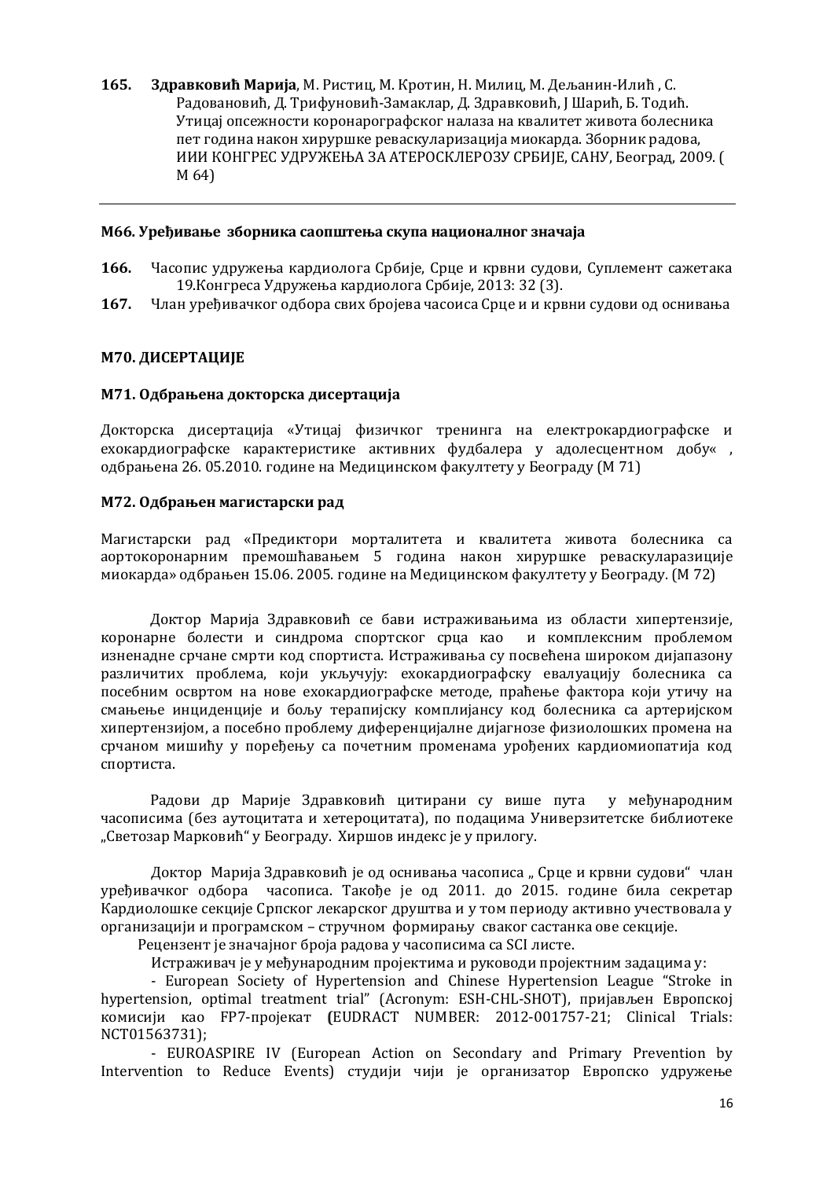**165.** **Здравковић Марија**, М. Ристиц, М. Кротин, Н. Милиц, М. Дељанин-Илић , С. Радовановић, Д. Трифуновић-Замаклар, Д. Здравковић, Ј Шарић, Б. Тодић. Утицај опсежности коронарографског налаза на квалитет живота болесника пет година након хируршке реваскуларизација миокарда. Зборник радова, ИИИ КОНГРЕС УДРУЖЕЊА ЗА АТЕРОСКЛЕРОЗУ СРБИЈЕ, САНУ, Београд, 2009. ( М 64)

---

### М66. Уређивање зборника саопштења скупа националног значаја

**166.** Часопис удружења кардиолога Србије, Срце и крвни судови, Суплемент сажетака 19.Конгреса Удружења кардиолога Србије, 2013: 32 (3).

**167.** Члан уређивачког одбора свих бројева часоиса Срце и и крвни судови од оснивања

### М70. ДИСЕРТАЦИЈЕ

### М71. Одбрањена докторска дисертација

Докторска дисертација «Утицај физичког тренинга на електрокардиографске и ехокардиографске карактеристике активних фудбалера у адолесцентном добу« , одбрањена 26. 05.2010. године на Медицинском факултету у Београду (М 71)

### М72. Одбрањен магистарски рад

Магистарски рад «Предиктори морталитета и квалитета живота болесника са аортокоронарним премошћавањем 5 година након хируршке реваскуларазиције миокарда» одбрањен 15.06. 2005. године на Медицинском факултету у Београду. (М 72)

Доктор Марија Здравковић се бави истраживањима из области хипертензије, коронарне болести и синдрома спортског срца као и комплексним проблемом изненадне срчане смрти код спортиста. Истраживања су посвећена широком дијапазону различитих проблема, који укључују: ехокардиографску евалуацију болесника са посебним освртом на нове ехокардиографске методе, праћење фактора који утичу на смањење инциденције и бољу терапијску комплијансу код болесника са артеријском хипертензијом, а посебно проблему диференцијалне дијагнозе физиолошких промена на срчаном мишићу у поређењу са почетним променама урођених кардиомиопатија код спортиста.

Радови др Марије Здравковић цитирани су више пута у међународним часописима (без аутоцитата и хетероцитата), по подацима Униврзитетске библиотеке „Светозар Марковић" у Београду. Хиршов индекс је у прилогу.

Доктор Марија Здравковић је од оснивања часописа „ Срце и крвни судови" члан уређивачког одбора часописа. Такође је од 2011. до 2015. године била секретар Кардиолошке секције Српског лекарског друштва и у том периоду активно учествовала у организацији и програмском – стручном формирању сваког састанка ове секције.

Рецензент је значајног броја радова у часописима са SCI листе.

Истраживач је у међународним пројектима и руководи пројектним задацима у:

- European Society of Hypertension and Chinese Hypertension League "Stroke in hypertension, optimal treatment trial" (Acronym: ESH-CHL-SHOT), пријављен Европској комисији као FP7-пројекат **(**EUDRACT NUMBER: 2012-001757-21; Clinical Trials: NCT01563731);

- EUROASPIRE IV (European Action on Secondary and Primary Prevention by Intervention to Reduce Events) студији чији је организатор Европско удружење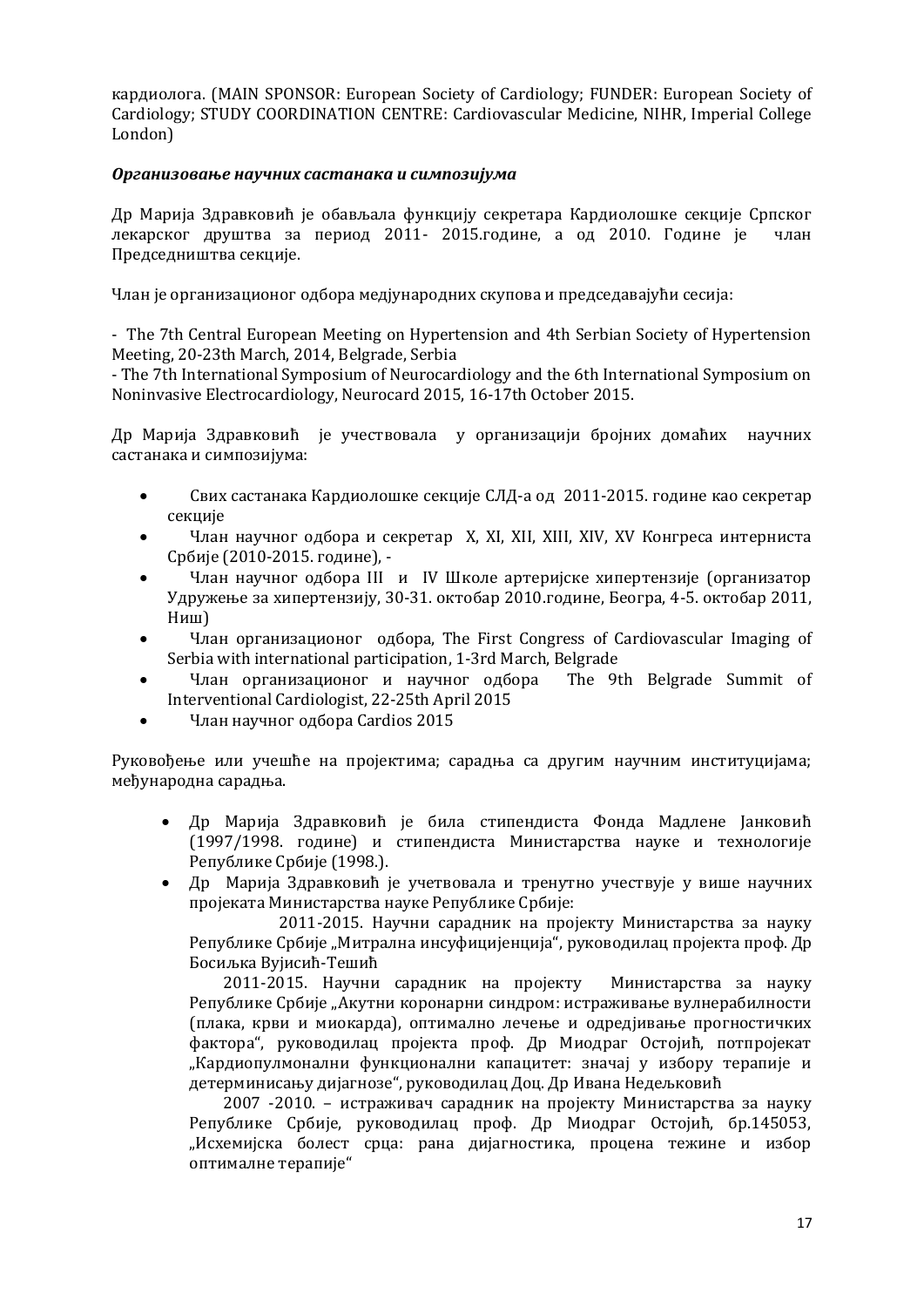кардиолога. (MAIN SPONSOR: European Society of Cardiology; FUNDER: European Society of Cardiology; STUDY COORDINATION CENTRE: Cardiovascular Medicine, NIHR, Imperial College London)

***Организовање научних састанака и симпозијума***

Др Марија Здравковић је обављала функцију секретара Кардиолошке секције Српског лекарског друштва за период 2011- 2015.године, а од 2010. Године је члан Председништва секције.

Члан је организационог одбора медјународних скупова и председавајући сесија:

- The 7th Central European Meeting on Hypertension and 4th Serbian Society of Hypertension Meeting, 20-23th March, 2014, Belgrade, Serbia
- The 7th International Symposium of Neurocardiology and the 6th International Symposium on Noninvasive Electrocardiology, Neurocard 2015, 16-17th October 2015.

Др Марија Здравковић је учествовала у организацији бројних домаћих научних састанака и симпозијума:

- Свих састанака Кардиолошке секције СЛД-а од 2011-2015. године као секретар секције
- Члан научног одбора и секретар X, XI, XII, XIII, XIV, XV Конгреса интерниста Србије (2010-2015. године), -
- Члан научног одбора III и IV Школе артеријске хипертензије (организатор Удружење за хипертензију, 30-31. октобар 2010.године, Београ, 4-5. октобар 2011, Ниш)
- Члан организационог одбора, The First Congress of Cardiovascular Imaging of Serbia with international participation, 1-3rd March, Belgrade
- Члан организационог и научног одбора The 9th Belgrade Summit of Interventional Cardiologist, 22-25th April 2015
- Члан научног одбора Cardios 2015

Руковођење или учешће на пројектима; сарадња са другим научним институцијама; међународна сарадња.

- Др Марија Здравковић је била стипендиста Фонда Мадлене Јанковић (1997/1998. године) и стипендиста Министарства науке и технологије Републике Србије (1998.).
- Др Марија Здравковић је учетвовала и тренутно учествује у више научних пројеката Министарства науке Републике Србије:

  2011-2015. Научни сарадник на пројекту Министарства за науку Републике Србије „Митрална инсуфицијенција", руководилац пројекта проф. Др Босиљка Вујисић-Тешић

  2011-2015. Научни сарадник на пројекту Министарства за науку Републике Србије „Акутни коронарни синдром: истраживање вулнерабилности (плака, крви и миокарда), оптимално лечење и одредјивање прогностичких фактора", руководилац пројекта проф. Др Миодраг Остојић, потпројекат „Кардиопулмонални функционални капацитет: значај у избору терапије и детерминисању дијагнозе", руководилац Доц. Др Ивана Недељковић

  2007 -2010. – истраживач сарадник на пројекту Министарства за науку Републике Србије, руководилац проф. Др Миодраг Остојић, бр.145053, „Исхемијска болест срца: рана дијагностика, процена тежине и избор оптималне терапије"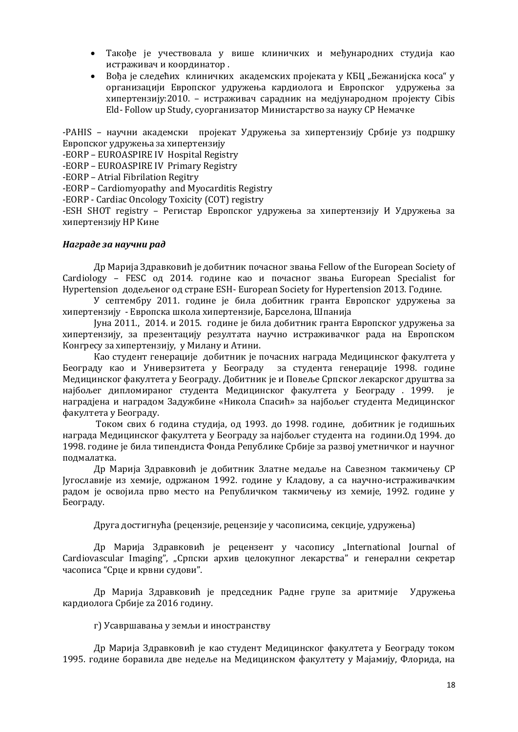- Такође је учествовала у више клиничких и међународних студија као истраживач и координатор .
- Вођа је следећих клиничких академских пројеката у КБЦ „Бежанијска коса" у организацији Европског удружења кардиолога и Европског удружења за хипертензију:2010. – истраживач сарадник на медјународном пројекту Cibis Eld- Follow up Study, суорганизатор Министарство за науку СР Немачке

-PAHIS – научни академски пројекат Удружења за хипертензију Србије уз подршку Европског удружења за хипертензију
-EORP – EUROASPIRE IV Hospital Registry
-EORP – EUROASPIRE IV Primary Registry
-EORP – Atrial Fibrilation Regitry
-EORP – Cardiomyopathy and Myocarditis Registry
-EORP - Cardiac Oncology Toxicity (COT) registry
-ESH SHOT registry – Регистар Европског удружења за хипертензију И Удружења за хипертензију НР Кине

***Награде за научни рад***

Др Марија Здравковић је добитник почасног звања Fellow of the European Society of Cardiology – FESC од 2014. године као и почасног звања European Specialist for Hypertension додељеног од стране ESH- European Society for Hypertension 2013. Године.

У септембру 2011. године је била добитник гранта Европског удружења за хипертензију - Европска школа хипертензије, Барселона, Шпанија

Јуна 2011., 2014. и 2015. године је била добитник гранта Европског удружења за хипертензију, за презентацију резултата научно истраживачког рада на Европском Конгресу за хипертензију, у Милану и Атини.

Као студент генерације добитник је почасних награда Медицинског факултета у Београду као и Универзитета у Београду за студента генерације 1998. године Медицинског факултета у Београду. Добитник је и Повеље Српског лекарског друштва за најбољег дипломираног студента Медицинског факултета у Београду . 1999. је наградјена и наградом Задужбине «Никола Спасић» за најбољег студента Медицинског факултета у Београду.

Током свих 6 година студија, од 1993. до 1998. године, добитник је годишњих награда Медицинског факултета у Београду за најбољег студента на години.Од 1994. до 1998. године је била типендиста Фонда Републике Србије за развој уметничког и научног подмалатка.

Др Марија Здравковић је добитник Златне медаље на Савезном такмичењу СР Југославије из хемије, одржаном 1992. године у Кладову, а са научно-истраживачким радом је освојила прво место на Републичком такмичењу из хемије, 1992. године у Београду.

Друга достигнућа (рецензије, рецензије у часописима, секције, удружења)

Др Марија Здравковић је рецензент у часопису „International Journal of Cardiovascular Imaging", „Српски архив целокупног лекарства" и генерални секретар часописа "Срце и крвни судови".

Др Марија Здравковић је председник Радне групе за аритмије Удружења кардиолога Србије za 2016 годину.

г) Усавршавања у земљи и иностранству

Др Марија Здравковић је као студент Медицинског факултета у Београду током 1995. године боравила две недеље на Медицинском факултету у Мајамију, Флорида, на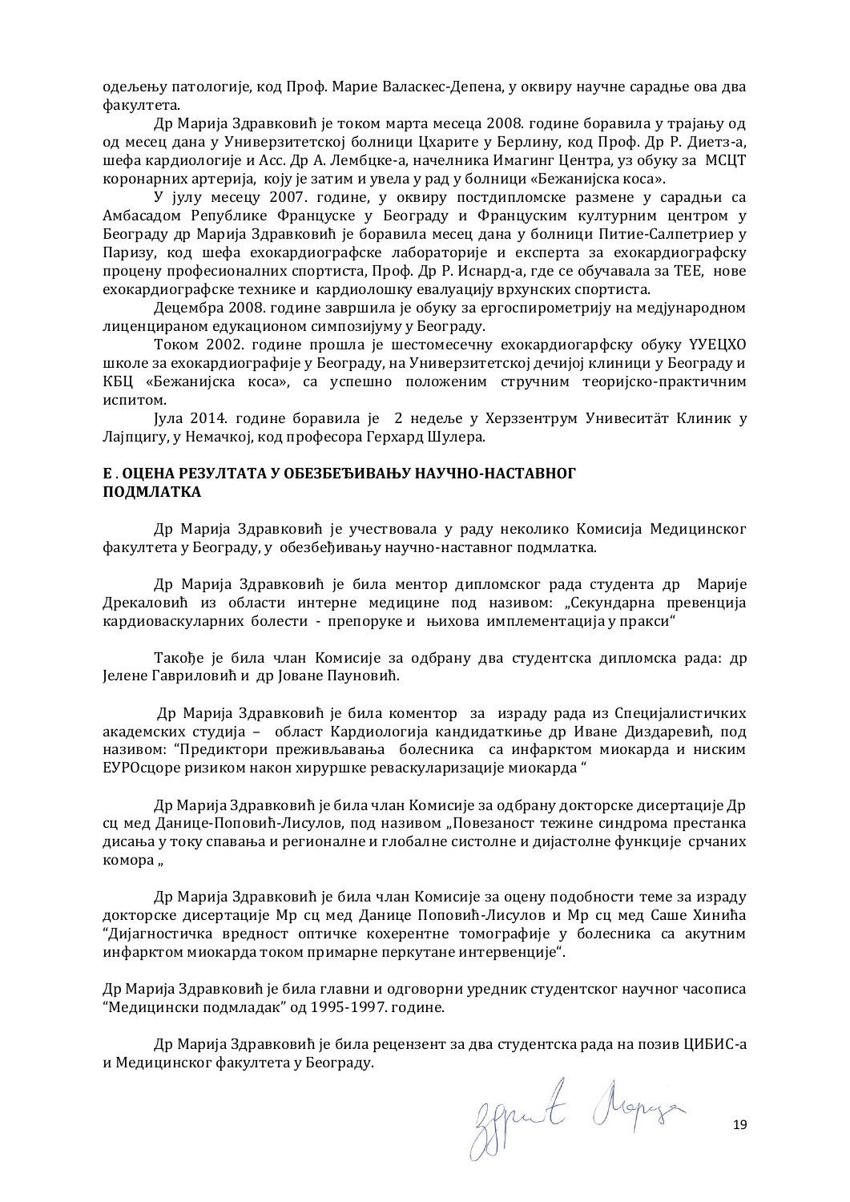одељењу патологије, код Проф. Марие Валаскес-Депена, у оквиру научне сарадње ова два факултета.

Др Марија Здравковић је током марта месеца 2008. године боравила у трајању од од месец дана у Универзитетској болници Цхарите у Берлину, код Проф. Др Р. Диетз-а, шефа кардиологије и Асс. Др А. Лембцке-а, начелника Имагинг Центра, уз обуку за МСЦТ коронарних артерија, коју је затим и увела у рад у болници «Бежанијска коса».

У јулу месецу 2007. године, у оквиру постдипломске размене у сарадњи са Амбасадом Републике Француске у Београду и Француским културним центром у Београду др Марија Здравковић је боравила месец дана у болници Питие-Салпетриер у Паризу, код шефа ехокардиографске лабораторије и експерта за ехокардиографску процену професионалних спортиста, Проф. Др Р. Иснард-а, где се обучавала за ТЕЕ, нове ехокардиографске технике и кардиолошку евалуацију врхунских спортиста.

Децембра 2008. године завршила је обуку за ергоспирометрију на међународном лиценцираном едукационом симпозијуму у Београду.

Током 2002. године прошла је шестомесечну ехокардиогарфску обуку YУЕЦХО школе за ехокардиографије у Београду, на Универзитетској дечијој клиници у Београду и КБЦ «Бежанијска коса», са успешно положеним стручним теоријско-практичним испитом.

Јула 2014. године боравила је 2 недеље у Херззентрум Унивеситäт Клиник у Лајпцигу, у Немачкој, код професора Герхард Шулера.

**Е. ОЦЕНА РЕЗУЛТАТА У ОБЕЗБЕЂИВАЊУ НАУЧНО-НАСТАВНОГ ПОДМЛАТКА**

Др Марија Здравковић је учествовала у раду неколико Комисија Медицинског факултета у Београду, у обезбеђивању научно-наставног подмлатка.

Др Марија Здравковић је била ментор дипломског рада студента др Марије Дрекаловић из области интерне медицине под називом: „Секундарна превенција кардиоваскуларних болести - препоруке и њихова имплементација у пракси"

Такође је била члан Комисије за одбрану два студентска дипломска рада: др Јелене Гавриловић и др Јоване Пауновић.

Др Марија Здравковић је била коментор за израду рада из Специјалистичких академских студија – област Кардиологија кандидаткиње др Иване Диздаревић, под називом: "Предиктори преживљавања болесника са инфарктом миокарда и ниским ЕУРОсцоре ризиком након хируршке реваскуларизације миокарда "

Др Марија Здравковић је била члан Комисије за одбрану докторске дисертације Др сц мед Данице-Поповић-Лисулов, под називом „Повезаност тежине синдрома престанка дисања у току спавања и регионалне и глобалне систолне и дијастолне функције срчаних комора „

Др Марија Здравковић је била члан Комисије за оцену подобности теме за израду докторске дисертације Мр сц мед Данице Поповић-Лисулов и Мр сц мед Саше Хинића "Дијагностичка вредност оптичке кохерентне томографије у болесника са акутним инфарктом миокарда током примарне перкутане интервенције".

Др Марија Здравковић је била главни и одговорни уредник студентског научног часописа "Медицински подмладак" од 1995-1997. године.

Др Марија Здравковић је била рецензент за два студентска рада на позив ЦИБИС-а и Медицинског факултета у Београду.